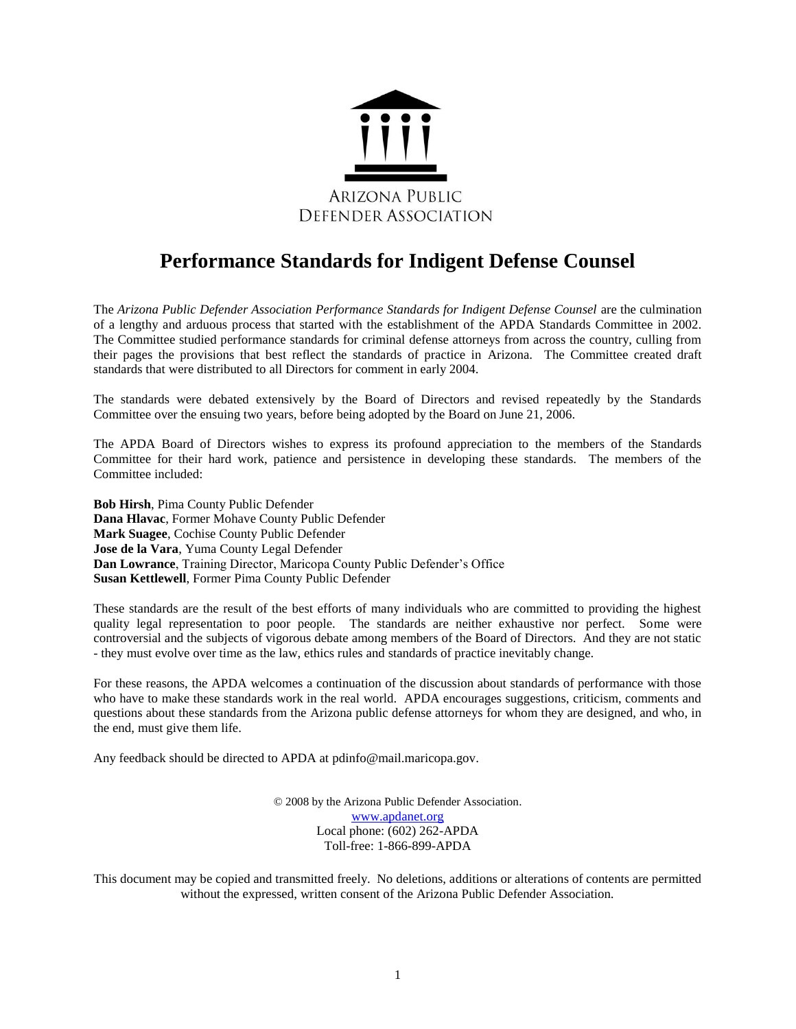ARIZONA PUBLIC DEFENDER ASSOCIATION

# Performance Standards for Indigent Defense Counsel

The *Arizona Public Defender Association Performance Standards for Indigent Defense Counsel* are the culmination of a lengthy and arduous process that started with the establishment of the APDA Standards Committee in 2002. The Committee studied performance standards for criminal defense attorneys from across the country, culling from their pages the provisions that best reflect the standards of practice in Arizona. The Committee created draft standards that were distributed to all Directors for comment in early 2004.

The standards were debated extensively by the Board of Directors and revised repeatedly by the Standards Committee over the ensuing two years, before being adopted by the Board on June 21, 2006.

The APDA Board of Directors wishes to express its profound appreciation to the members of the Standards Committee for their hard work, patience and persistence in developing these standards. The members of the Committee included:

**Bob Hirsh**, Pima County Public Defender
**Dana Hlavac**, Former Mohave County Public Defender
**Mark Suagee**, Cochise County Public Defender
**Jose de la Vara**, Yuma County Legal Defender
**Dan Lowrance**, Training Director, Maricopa County Public Defender's Office
**Susan Kettlewell**, Former Pima County Public Defender

These standards are the result of the best efforts of many individuals who are committed to providing the highest quality legal representation to poor people. The standards are neither exhaustive nor perfect. Some were controversial and the subjects of vigorous debate among members of the Board of Directors. And they are not static - they must evolve over time as the law, ethics rules and standards of practice inevitably change.

For these reasons, the APDA welcomes a continuation of the discussion about standards of performance with those who have to make these standards work in the real world. APDA encourages suggestions, criticism, comments and questions about these standards from the Arizona public defense attorneys for whom they are designed, and who, in the end, must give them life.

Any feedback should be directed to APDA at pdinfo@mail.maricopa.gov.

© 2008 by the Arizona Public Defender Association.
www.apdanet.org
Local phone: (602) 262-APDA
Toll-free: 1-866-899-APDA

This document may be copied and transmitted freely. No deletions, additions or alterations of contents are permitted without the expressed, written consent of the Arizona Public Defender Association.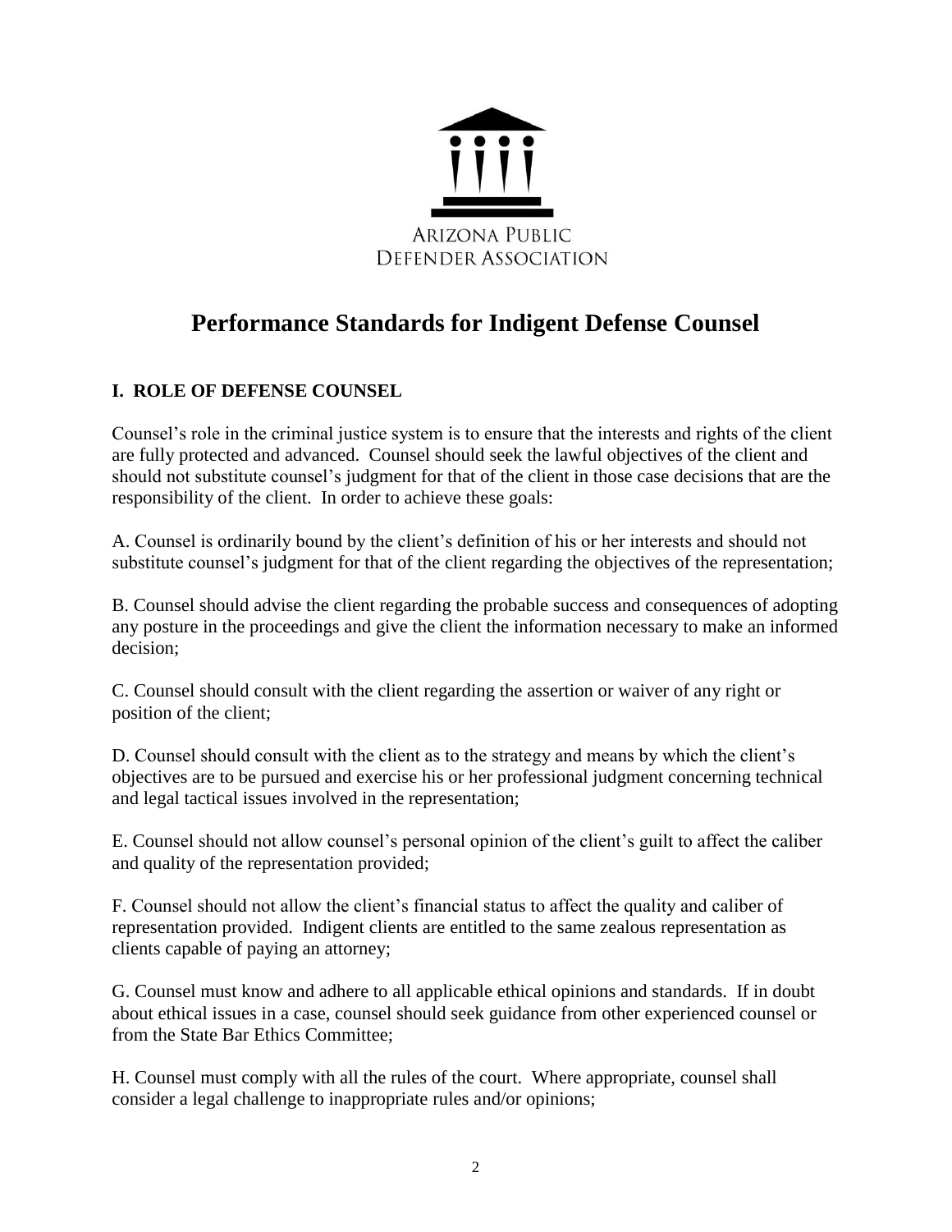ARIZONA PUBLIC DEFENDER ASSOCIATION

# Performance Standards for Indigent Defense Counsel

## I. ROLE OF DEFENSE COUNSEL

Counsel's role in the criminal justice system is to ensure that the interests and rights of the client are fully protected and advanced. Counsel should seek the lawful objectives of the client and should not substitute counsel's judgment for that of the client in those case decisions that are the responsibility of the client. In order to achieve these goals:

A. Counsel is ordinarily bound by the client's definition of his or her interests and should not substitute counsel's judgment for that of the client regarding the objectives of the representation;

B. Counsel should advise the client regarding the probable success and consequences of adopting any posture in the proceedings and give the client the information necessary to make an informed decision;

C. Counsel should consult with the client regarding the assertion or waiver of any right or position of the client;

D. Counsel should consult with the client as to the strategy and means by which the client's objectives are to be pursued and exercise his or her professional judgment concerning technical and legal tactical issues involved in the representation;

E. Counsel should not allow counsel's personal opinion of the client's guilt to affect the caliber and quality of the representation provided;

F. Counsel should not allow the client's financial status to affect the quality and caliber of representation provided. Indigent clients are entitled to the same zealous representation as clients capable of paying an attorney;

G. Counsel must know and adhere to all applicable ethical opinions and standards. If in doubt about ethical issues in a case, counsel should seek guidance from other experienced counsel or from the State Bar Ethics Committee;

H. Counsel must comply with all the rules of the court. Where appropriate, counsel shall consider a legal challenge to inappropriate rules and/or opinions;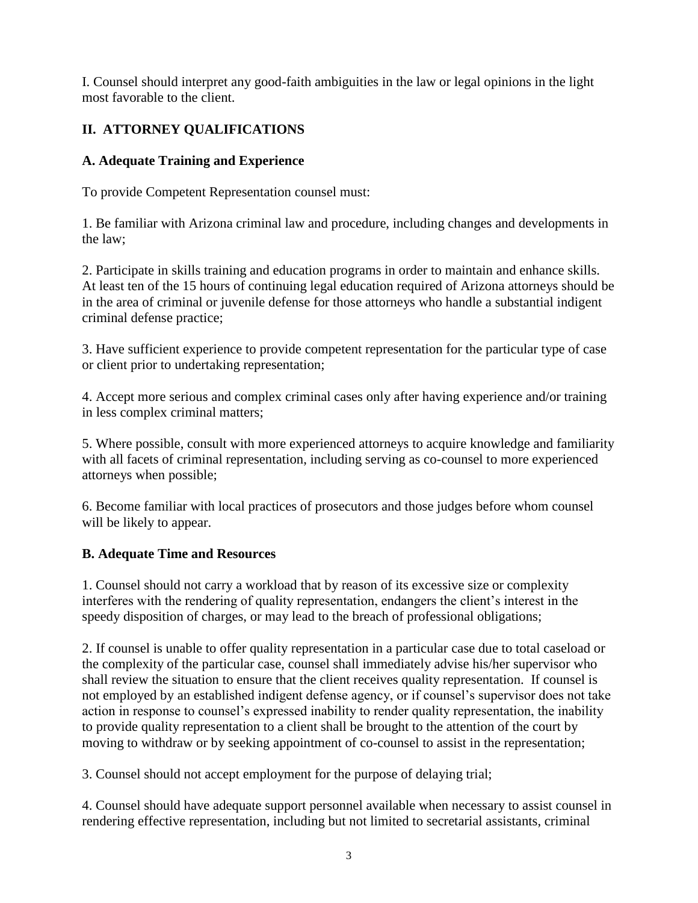I. Counsel should interpret any good-faith ambiguities in the law or legal opinions in the light most favorable to the client.

## II. ATTORNEY QUALIFICATIONS

### A. Adequate Training and Experience

To provide Competent Representation counsel must:

1. Be familiar with Arizona criminal law and procedure, including changes and developments in the law;

2. Participate in skills training and education programs in order to maintain and enhance skills. At least ten of the 15 hours of continuing legal education required of Arizona attorneys should be in the area of criminal or juvenile defense for those attorneys who handle a substantial indigent criminal defense practice;

3. Have sufficient experience to provide competent representation for the particular type of case or client prior to undertaking representation;

4. Accept more serious and complex criminal cases only after having experience and/or training in less complex criminal matters;

5. Where possible, consult with more experienced attorneys to acquire knowledge and familiarity with all facets of criminal representation, including serving as co-counsel to more experienced attorneys when possible;

6. Become familiar with local practices of prosecutors and those judges before whom counsel will be likely to appear.

### B. Adequate Time and Resources

1. Counsel should not carry a workload that by reason of its excessive size or complexity interferes with the rendering of quality representation, endangers the client's interest in the speedy disposition of charges, or may lead to the breach of professional obligations;

2. If counsel is unable to offer quality representation in a particular case due to total caseload or the complexity of the particular case, counsel shall immediately advise his/her supervisor who shall review the situation to ensure that the client receives quality representation. If counsel is not employed by an established indigent defense agency, or if counsel's supervisor does not take action in response to counsel's expressed inability to render quality representation, the inability to provide quality representation to a client shall be brought to the attention of the court by moving to withdraw or by seeking appointment of co-counsel to assist in the representation;

3. Counsel should not accept employment for the purpose of delaying trial;

4. Counsel should have adequate support personnel available when necessary to assist counsel in rendering effective representation, including but not limited to secretarial assistants, criminal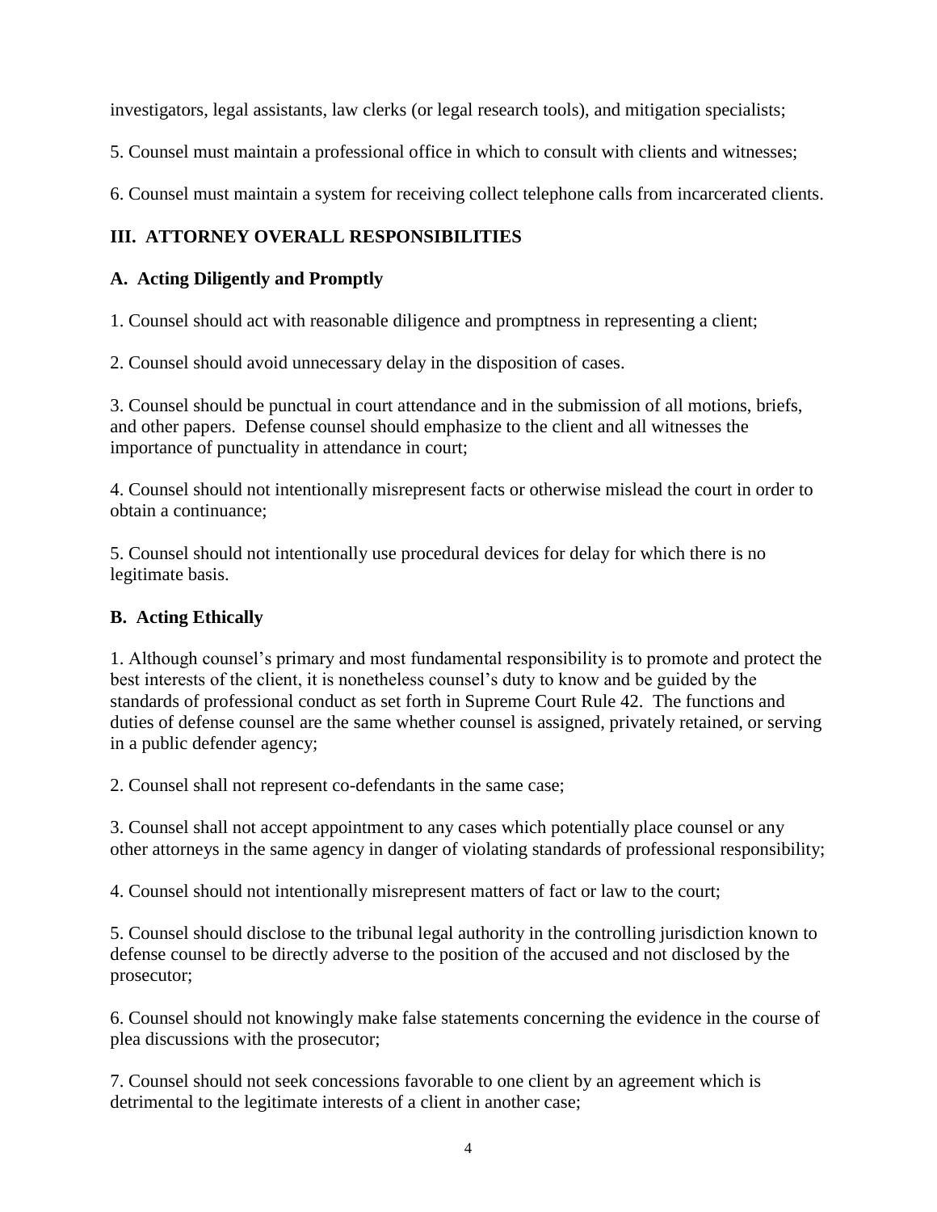investigators, legal assistants, law clerks (or legal research tools), and mitigation specialists;

5. Counsel must maintain a professional office in which to consult with clients and witnesses;

6. Counsel must maintain a system for receiving collect telephone calls from incarcerated clients.

## III. ATTORNEY OVERALL RESPONSIBILITIES

### A. Acting Diligently and Promptly

1. Counsel should act with reasonable diligence and promptness in representing a client;

2. Counsel should avoid unnecessary delay in the disposition of cases.

3. Counsel should be punctual in court attendance and in the submission of all motions, briefs, and other papers. Defense counsel should emphasize to the client and all witnesses the importance of punctuality in attendance in court;

4. Counsel should not intentionally misrepresent facts or otherwise mislead the court in order to obtain a continuance;

5. Counsel should not intentionally use procedural devices for delay for which there is no legitimate basis.

### B. Acting Ethically

1. Although counsel's primary and most fundamental responsibility is to promote and protect the best interests of the client, it is nonetheless counsel's duty to know and be guided by the standards of professional conduct as set forth in Supreme Court Rule 42. The functions and duties of defense counsel are the same whether counsel is assigned, privately retained, or serving in a public defender agency;

2. Counsel shall not represent co-defendants in the same case;

3. Counsel shall not accept appointment to any cases which potentially place counsel or any other attorneys in the same agency in danger of violating standards of professional responsibility;

4. Counsel should not intentionally misrepresent matters of fact or law to the court;

5. Counsel should disclose to the tribunal legal authority in the controlling jurisdiction known to defense counsel to be directly adverse to the position of the accused and not disclosed by the prosecutor;

6. Counsel should not knowingly make false statements concerning the evidence in the course of plea discussions with the prosecutor;

7. Counsel should not seek concessions favorable to one client by an agreement which is detrimental to the legitimate interests of a client in another case;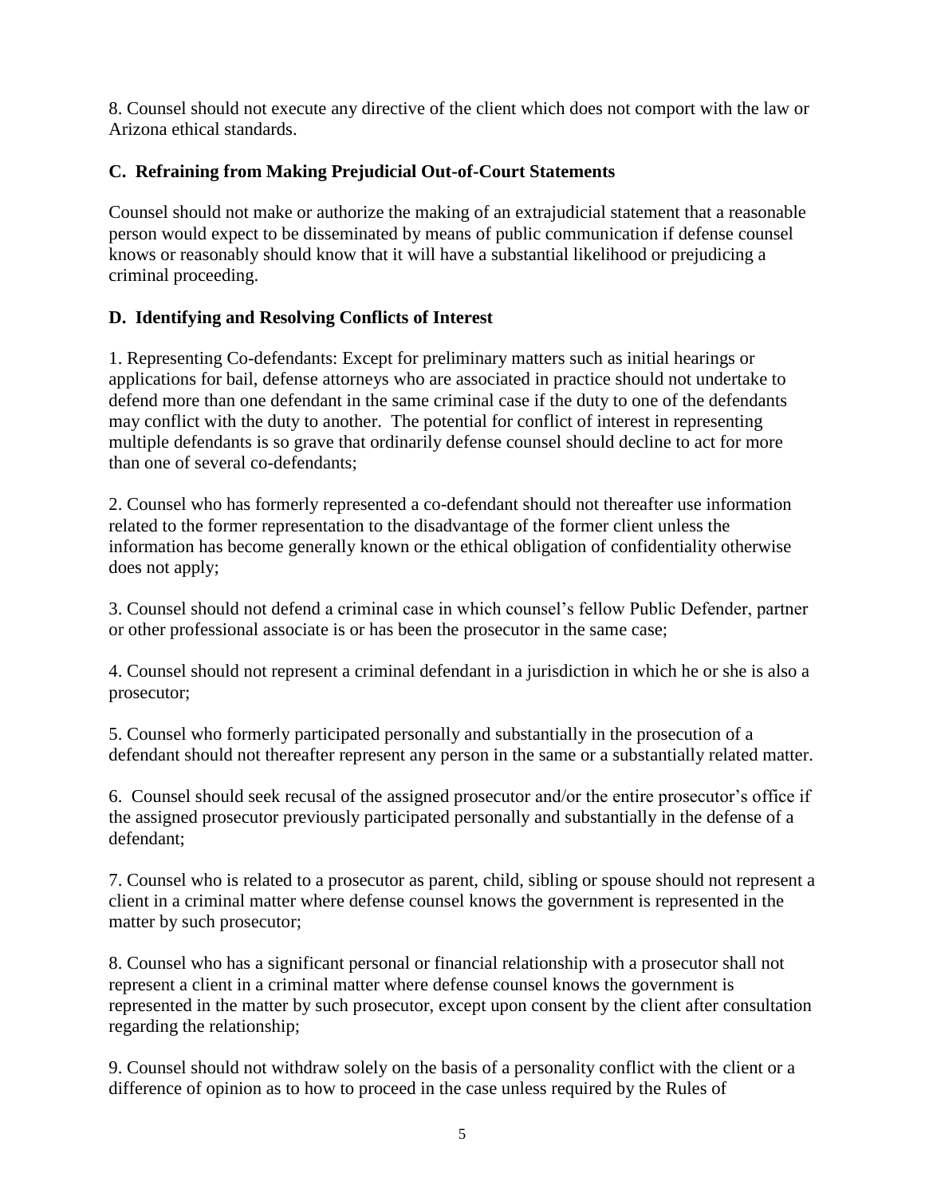8. Counsel should not execute any directive of the client which does not comport with the law or Arizona ethical standards.

### C. Refraining from Making Prejudicial Out-of-Court Statements

Counsel should not make or authorize the making of an extrajudicial statement that a reasonable person would expect to be disseminated by means of public communication if defense counsel knows or reasonably should know that it will have a substantial likelihood or prejudicing a criminal proceeding.

### D. Identifying and Resolving Conflicts of Interest

1. Representing Co-defendants: Except for preliminary matters such as initial hearings or applications for bail, defense attorneys who are associated in practice should not undertake to defend more than one defendant in the same criminal case if the duty to one of the defendants may conflict with the duty to another. The potential for conflict of interest in representing multiple defendants is so grave that ordinarily defense counsel should decline to act for more than one of several co-defendants;

2. Counsel who has formerly represented a co-defendant should not thereafter use information related to the former representation to the disadvantage of the former client unless the information has become generally known or the ethical obligation of confidentiality otherwise does not apply;

3. Counsel should not defend a criminal case in which counsel's fellow Public Defender, partner or other professional associate is or has been the prosecutor in the same case;

4. Counsel should not represent a criminal defendant in a jurisdiction in which he or she is also a prosecutor;

5. Counsel who formerly participated personally and substantially in the prosecution of a defendant should not thereafter represent any person in the same or a substantially related matter.

6. Counsel should seek recusal of the assigned prosecutor and/or the entire prosecutor's office if the assigned prosecutor previously participated personally and substantially in the defense of a defendant;

7. Counsel who is related to a prosecutor as parent, child, sibling or spouse should not represent a client in a criminal matter where defense counsel knows the government is represented in the matter by such prosecutor;

8. Counsel who has a significant personal or financial relationship with a prosecutor shall not represent a client in a criminal matter where defense counsel knows the government is represented in the matter by such prosecutor, except upon consent by the client after consultation regarding the relationship;

9. Counsel should not withdraw solely on the basis of a personality conflict with the client or a difference of opinion as to how to proceed in the case unless required by the Rules of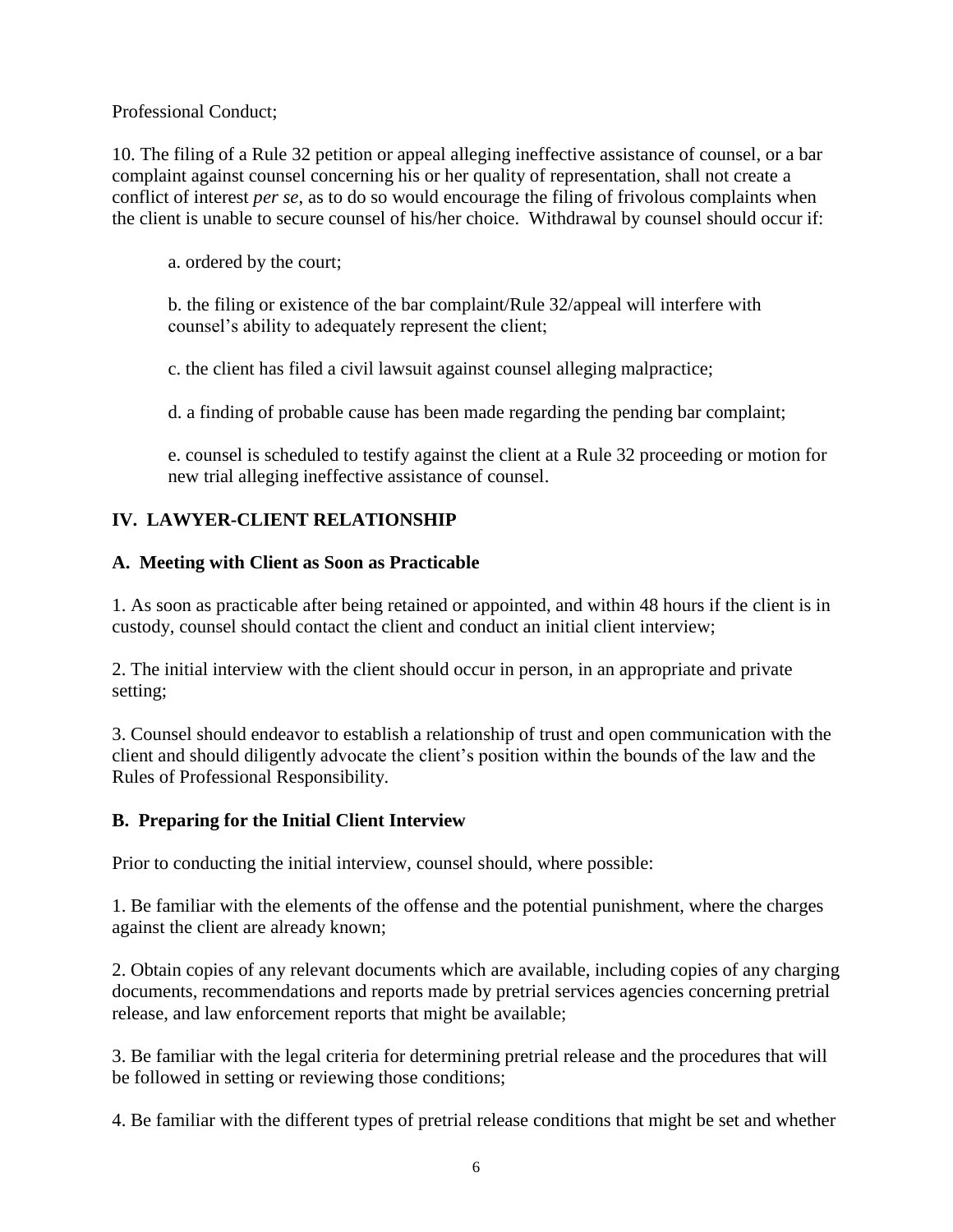Professional Conduct;

10. The filing of a Rule 32 petition or appeal alleging ineffective assistance of counsel, or a bar complaint against counsel concerning his or her quality of representation, shall not create a conflict of interest *per se*, as to do so would encourage the filing of frivolous complaints when the client is unable to secure counsel of his/her choice. Withdrawal by counsel should occur if:

a. ordered by the court;

b. the filing or existence of the bar complaint/Rule 32/appeal will interfere with counsel's ability to adequately represent the client;

c. the client has filed a civil lawsuit against counsel alleging malpractice;

d. a finding of probable cause has been made regarding the pending bar complaint;

e. counsel is scheduled to testify against the client at a Rule 32 proceeding or motion for new trial alleging ineffective assistance of counsel.

## IV. LAWYER-CLIENT RELATIONSHIP

### A. Meeting with Client as Soon as Practicable

1. As soon as practicable after being retained or appointed, and within 48 hours if the client is in custody, counsel should contact the client and conduct an initial client interview;

2. The initial interview with the client should occur in person, in an appropriate and private setting;

3. Counsel should endeavor to establish a relationship of trust and open communication with the client and should diligently advocate the client's position within the bounds of the law and the Rules of Professional Responsibility.

### B. Preparing for the Initial Client Interview

Prior to conducting the initial interview, counsel should, where possible:

1. Be familiar with the elements of the offense and the potential punishment, where the charges against the client are already known;

2. Obtain copies of any relevant documents which are available, including copies of any charging documents, recommendations and reports made by pretrial services agencies concerning pretrial release, and law enforcement reports that might be available;

3. Be familiar with the legal criteria for determining pretrial release and the procedures that will be followed in setting or reviewing those conditions;

4. Be familiar with the different types of pretrial release conditions that might be set and whether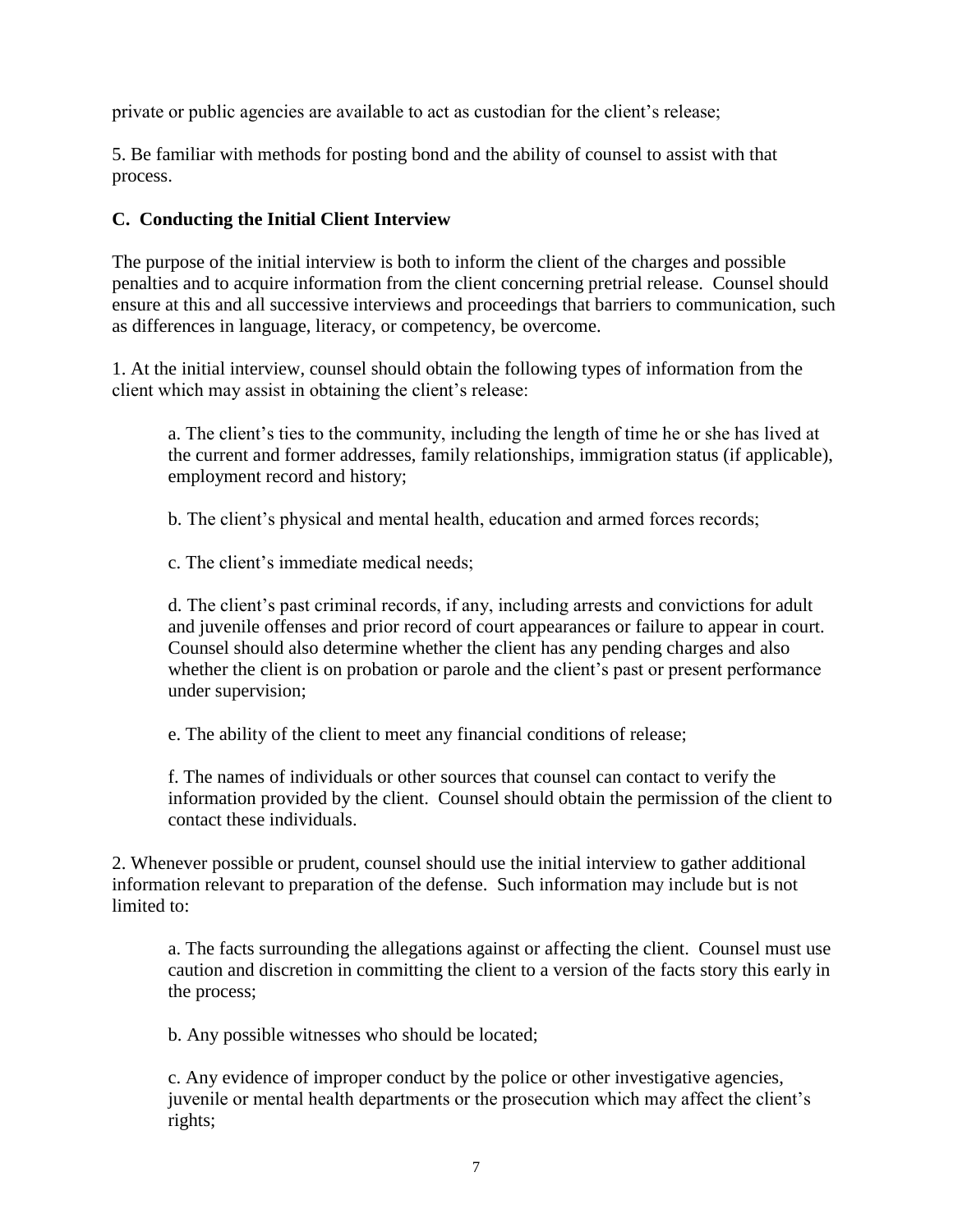private or public agencies are available to act as custodian for the client's release;

5. Be familiar with methods for posting bond and the ability of counsel to assist with that process.

### C. Conducting the Initial Client Interview

The purpose of the initial interview is both to inform the client of the charges and possible penalties and to acquire information from the client concerning pretrial release. Counsel should ensure at this and all successive interviews and proceedings that barriers to communication, such as differences in language, literacy, or competency, be overcome.

1. At the initial interview, counsel should obtain the following types of information from the client which may assist in obtaining the client's release:

   a. The client's ties to the community, including the length of time he or she has lived at the current and former addresses, family relationships, immigration status (if applicable), employment record and history;

   b. The client's physical and mental health, education and armed forces records;

   c. The client's immediate medical needs;

   d. The client's past criminal records, if any, including arrests and convictions for adult and juvenile offenses and prior record of court appearances or failure to appear in court. Counsel should also determine whether the client has any pending charges and also whether the client is on probation or parole and the client's past or present performance under supervision;

   e. The ability of the client to meet any financial conditions of release;

   f. The names of individuals or other sources that counsel can contact to verify the information provided by the client. Counsel should obtain the permission of the client to contact these individuals.

2. Whenever possible or prudent, counsel should use the initial interview to gather additional information relevant to preparation of the defense. Such information may include but is not limited to:

   a. The facts surrounding the allegations against or affecting the client. Counsel must use caution and discretion in committing the client to a version of the facts story this early in the process;

   b. Any possible witnesses who should be located;

   c. Any evidence of improper conduct by the police or other investigative agencies, juvenile or mental health departments or the prosecution which may affect the client's rights;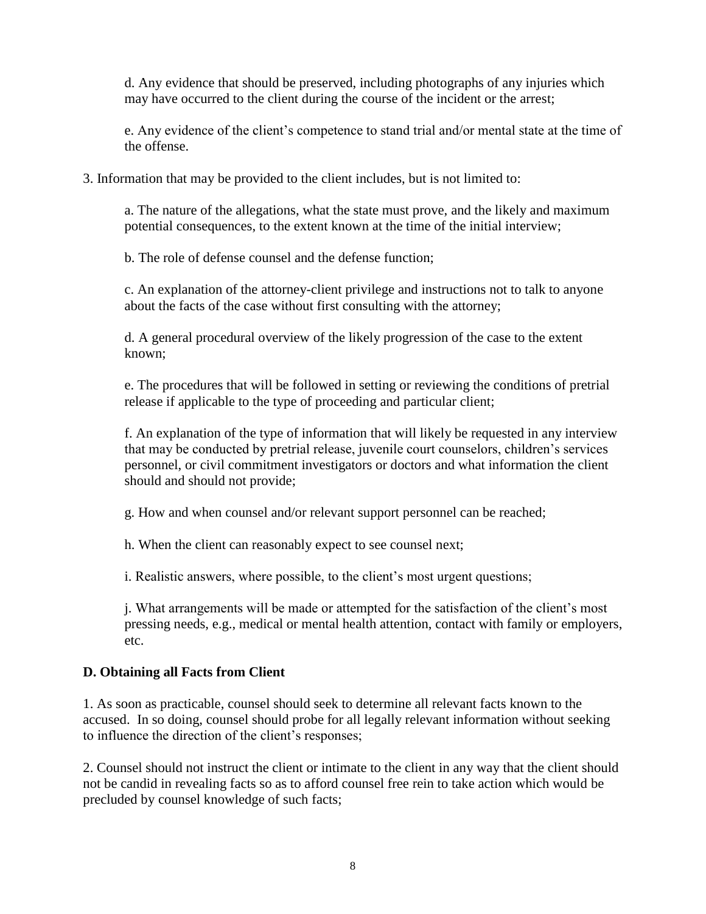d. Any evidence that should be preserved, including photographs of any injuries which may have occurred to the client during the course of the incident or the arrest;

e. Any evidence of the client's competence to stand trial and/or mental state at the time of the offense.

3. Information that may be provided to the client includes, but is not limited to:

a. The nature of the allegations, what the state must prove, and the likely and maximum potential consequences, to the extent known at the time of the initial interview;

b. The role of defense counsel and the defense function;

c. An explanation of the attorney-client privilege and instructions not to talk to anyone about the facts of the case without first consulting with the attorney;

d. A general procedural overview of the likely progression of the case to the extent known;

e. The procedures that will be followed in setting or reviewing the conditions of pretrial release if applicable to the type of proceeding and particular client;

f. An explanation of the type of information that will likely be requested in any interview that may be conducted by pretrial release, juvenile court counselors, children's services personnel, or civil commitment investigators or doctors and what information the client should and should not provide;

g. How and when counsel and/or relevant support personnel can be reached;

h. When the client can reasonably expect to see counsel next;

i. Realistic answers, where possible, to the client's most urgent questions;

j. What arrangements will be made or attempted for the satisfaction of the client's most pressing needs, e.g., medical or mental health attention, contact with family or employers, etc.

**D. Obtaining all Facts from Client**

1. As soon as practicable, counsel should seek to determine all relevant facts known to the accused. In so doing, counsel should probe for all legally relevant information without seeking to influence the direction of the client's responses;

2. Counsel should not instruct the client or intimate to the client in any way that the client should not be candid in revealing facts so as to afford counsel free rein to take action which would be precluded by counsel knowledge of such facts;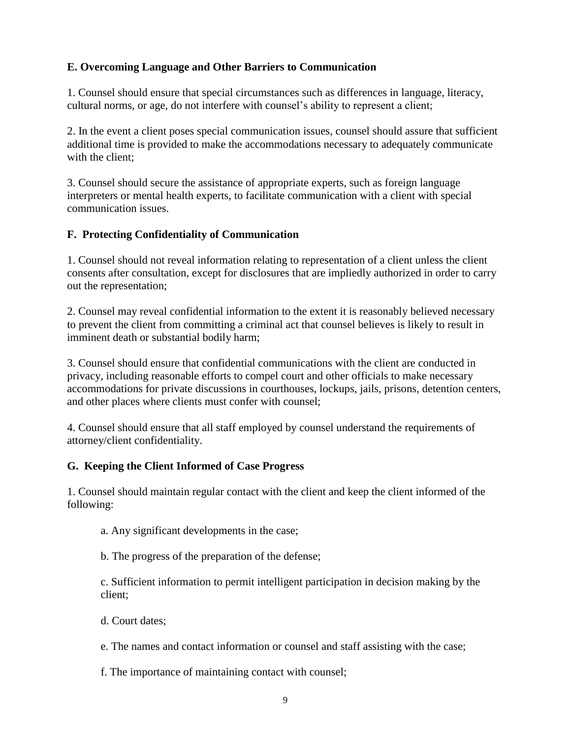### E. Overcoming Language and Other Barriers to Communication

1. Counsel should ensure that special circumstances such as differences in language, literacy, cultural norms, or age, do not interfere with counsel's ability to represent a client;

2. In the event a client poses special communication issues, counsel should assure that sufficient additional time is provided to make the accommodations necessary to adequately communicate with the client;

3. Counsel should secure the assistance of appropriate experts, such as foreign language interpreters or mental health experts, to facilitate communication with a client with special communication issues.

### F. Protecting Confidentiality of Communication

1. Counsel should not reveal information relating to representation of a client unless the client consents after consultation, except for disclosures that are impliedly authorized in order to carry out the representation;

2. Counsel may reveal confidential information to the extent it is reasonably believed necessary to prevent the client from committing a criminal act that counsel believes is likely to result in imminent death or substantial bodily harm;

3. Counsel should ensure that confidential communications with the client are conducted in privacy, including reasonable efforts to compel court and other officials to make necessary accommodations for private discussions in courthouses, lockups, jails, prisons, detention centers, and other places where clients must confer with counsel;

4. Counsel should ensure that all staff employed by counsel understand the requirements of attorney/client confidentiality.

### G. Keeping the Client Informed of Case Progress

1. Counsel should maintain regular contact with the client and keep the client informed of the following:

   a. Any significant developments in the case;

   b. The progress of the preparation of the defense;

   c. Sufficient information to permit intelligent participation in decision making by the client;

   d. Court dates;

   e. The names and contact information or counsel and staff assisting with the case;

   f. The importance of maintaining contact with counsel;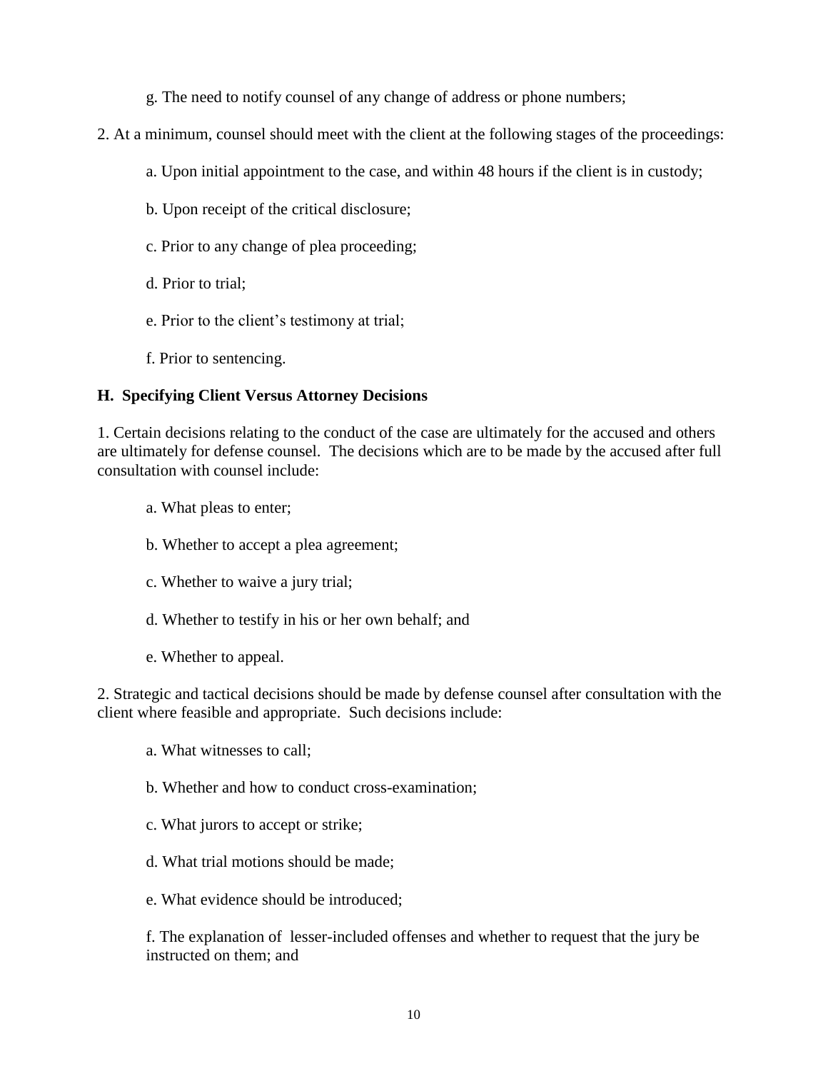g. The need to notify counsel of any change of address or phone numbers;

2. At a minimum, counsel should meet with the client at the following stages of the proceedings:

a. Upon initial appointment to the case, and within 48 hours if the client is in custody;

b. Upon receipt of the critical disclosure;

c. Prior to any change of plea proceeding;

d. Prior to trial;

e. Prior to the client's testimony at trial;

f. Prior to sentencing.

**H. Specifying Client Versus Attorney Decisions**

1. Certain decisions relating to the conduct of the case are ultimately for the accused and others are ultimately for defense counsel. The decisions which are to be made by the accused after full consultation with counsel include:

a. What pleas to enter;

b. Whether to accept a plea agreement;

c. Whether to waive a jury trial;

d. Whether to testify in his or her own behalf; and

e. Whether to appeal.

2. Strategic and tactical decisions should be made by defense counsel after consultation with the client where feasible and appropriate. Such decisions include:

a. What witnesses to call;

b. Whether and how to conduct cross-examination;

c. What jurors to accept or strike;

d. What trial motions should be made;

e. What evidence should be introduced;

f. The explanation of lesser-included offenses and whether to request that the jury be instructed on them; and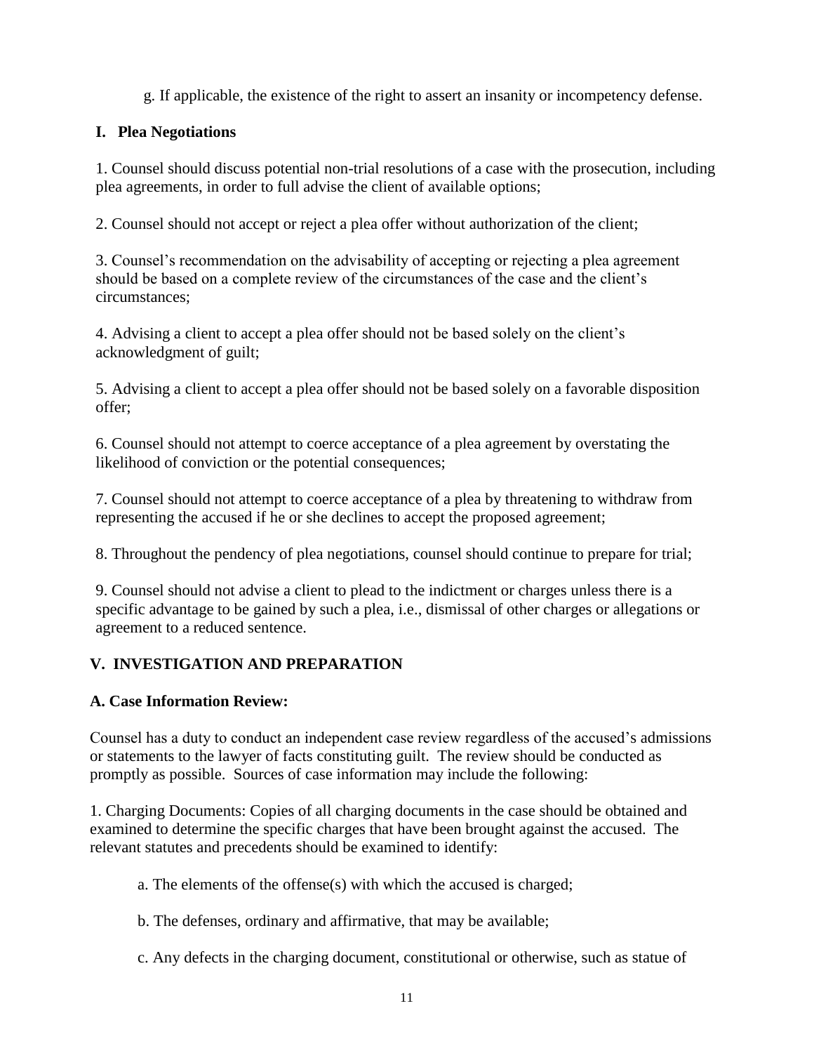g. If applicable, the existence of the right to assert an insanity or incompetency defense.

### I. Plea Negotiations

1. Counsel should discuss potential non-trial resolutions of a case with the prosecution, including plea agreements, in order to full advise the client of available options;

2. Counsel should not accept or reject a plea offer without authorization of the client;

3. Counsel's recommendation on the advisability of accepting or rejecting a plea agreement should be based on a complete review of the circumstances of the case and the client's circumstances;

4. Advising a client to accept a plea offer should not be based solely on the client's acknowledgment of guilt;

5. Advising a client to accept a plea offer should not be based solely on a favorable disposition offer;

6. Counsel should not attempt to coerce acceptance of a plea agreement by overstating the likelihood of conviction or the potential consequences;

7. Counsel should not attempt to coerce acceptance of a plea by threatening to withdraw from representing the accused if he or she declines to accept the proposed agreement;

8. Throughout the pendency of plea negotiations, counsel should continue to prepare for trial;

9. Counsel should not advise a client to plead to the indictment or charges unless there is a specific advantage to be gained by such a plea, i.e., dismissal of other charges or allegations or agreement to a reduced sentence.

## V. INVESTIGATION AND PREPARATION

### A. Case Information Review:

Counsel has a duty to conduct an independent case review regardless of the accused's admissions or statements to the lawyer of facts constituting guilt. The review should be conducted as promptly as possible. Sources of case information may include the following:

1. Charging Documents: Copies of all charging documents in the case should be obtained and examined to determine the specific charges that have been brought against the accused. The relevant statutes and precedents should be examined to identify:

a. The elements of the offense(s) with which the accused is charged;

b. The defenses, ordinary and affirmative, that may be available;

c. Any defects in the charging document, constitutional or otherwise, such as statue of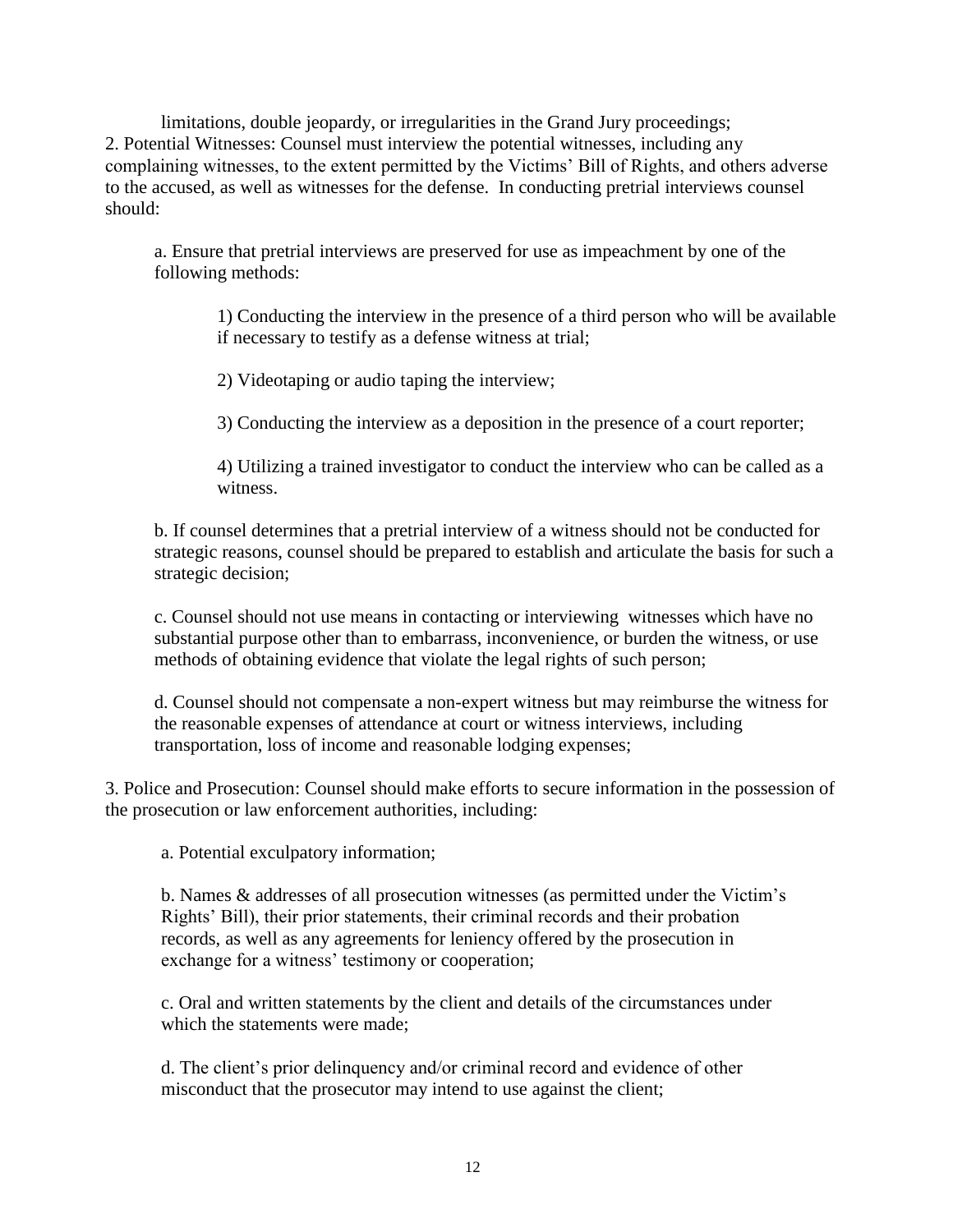limitations, double jeopardy, or irregularities in the Grand Jury proceedings;

2. Potential Witnesses: Counsel must interview the potential witnesses, including any complaining witnesses, to the extent permitted by the Victims' Bill of Rights, and others adverse to the accused, as well as witnesses for the defense. In conducting pretrial interviews counsel should:

    a. Ensure that pretrial interviews are preserved for use as impeachment by one of the following methods:

        1) Conducting the interview in the presence of a third person who will be available if necessary to testify as a defense witness at trial;

        2) Videotaping or audio taping the interview;

        3) Conducting the interview as a deposition in the presence of a court reporter;

        4) Utilizing a trained investigator to conduct the interview who can be called as a witness.

    b. If counsel determines that a pretrial interview of a witness should not be conducted for strategic reasons, counsel should be prepared to establish and articulate the basis for such a strategic decision;

    c. Counsel should not use means in contacting or interviewing witnesses which have no substantial purpose other than to embarrass, inconvenience, or burden the witness, or use methods of obtaining evidence that violate the legal rights of such person;

    d. Counsel should not compensate a non-expert witness but may reimburse the witness for the reasonable expenses of attendance at court or witness interviews, including transportation, loss of income and reasonable lodging expenses;

3. Police and Prosecution: Counsel should make efforts to secure information in the possession of the prosecution or law enforcement authorities, including:

    a. Potential exculpatory information;

    b. Names & addresses of all prosecution witnesses (as permitted under the Victim's Rights' Bill), their prior statements, their criminal records and their probation records, as well as any agreements for leniency offered by the prosecution in exchange for a witness' testimony or cooperation;

    c. Oral and written statements by the client and details of the circumstances under which the statements were made;

    d. The client's prior delinquency and/or criminal record and evidence of other misconduct that the prosecutor may intend to use against the client;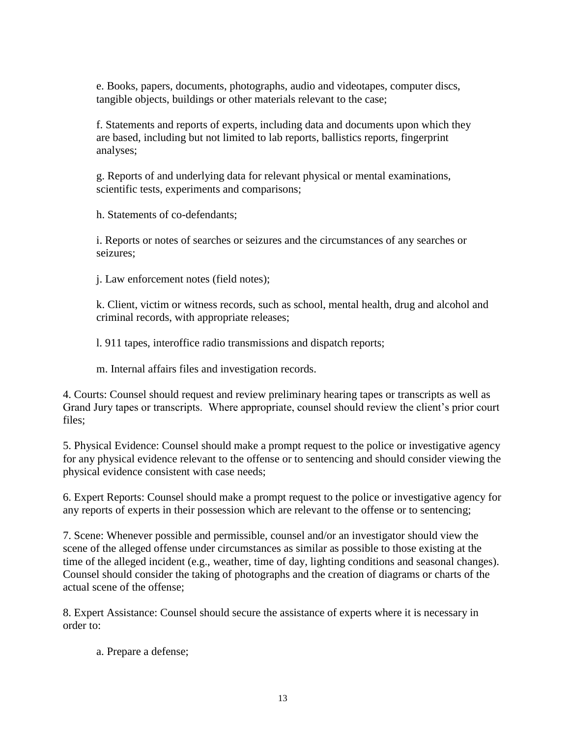e. Books, papers, documents, photographs, audio and videotapes, computer discs, tangible objects, buildings or other materials relevant to the case;

f. Statements and reports of experts, including data and documents upon which they are based, including but not limited to lab reports, ballistics reports, fingerprint analyses;

g. Reports of and underlying data for relevant physical or mental examinations, scientific tests, experiments and comparisons;

h. Statements of co-defendants;

i. Reports or notes of searches or seizures and the circumstances of any searches or seizures;

j. Law enforcement notes (field notes);

k. Client, victim or witness records, such as school, mental health, drug and alcohol and criminal records, with appropriate releases;

l. 911 tapes, interoffice radio transmissions and dispatch reports;

m. Internal affairs files and investigation records.

4. Courts: Counsel should request and review preliminary hearing tapes or transcripts as well as Grand Jury tapes or transcripts. Where appropriate, counsel should review the client's prior court files;

5. Physical Evidence: Counsel should make a prompt request to the police or investigative agency for any physical evidence relevant to the offense or to sentencing and should consider viewing the physical evidence consistent with case needs;

6. Expert Reports: Counsel should make a prompt request to the police or investigative agency for any reports of experts in their possession which are relevant to the offense or to sentencing;

7. Scene: Whenever possible and permissible, counsel and/or an investigator should view the scene of the alleged offense under circumstances as similar as possible to those existing at the time of the alleged incident (e.g., weather, time of day, lighting conditions and seasonal changes). Counsel should consider the taking of photographs and the creation of diagrams or charts of the actual scene of the offense;

8. Expert Assistance: Counsel should secure the assistance of experts where it is necessary in order to:

a. Prepare a defense;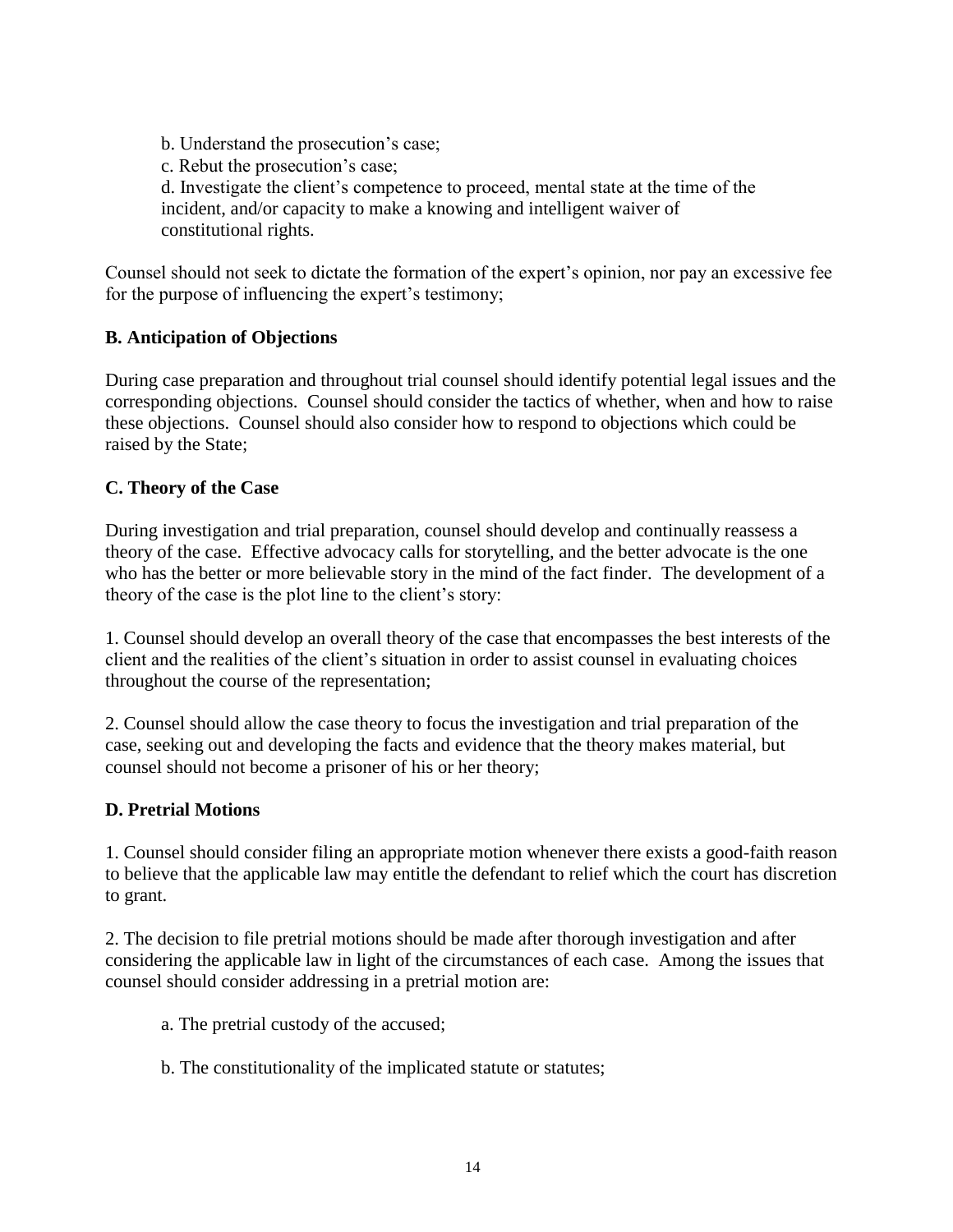b. Understand the prosecution's case;

c. Rebut the prosecution's case;

d. Investigate the client's competence to proceed, mental state at the time of the incident, and/or capacity to make a knowing and intelligent waiver of constitutional rights.

Counsel should not seek to dictate the formation of the expert's opinion, nor pay an excessive fee for the purpose of influencing the expert's testimony;

**B. Anticipation of Objections**

During case preparation and throughout trial counsel should identify potential legal issues and the corresponding objections. Counsel should consider the tactics of whether, when and how to raise these objections. Counsel should also consider how to respond to objections which could be raised by the State;

**C. Theory of the Case**

During investigation and trial preparation, counsel should develop and continually reassess a theory of the case. Effective advocacy calls for storytelling, and the better advocate is the one who has the better or more believable story in the mind of the fact finder. The development of a theory of the case is the plot line to the client's story:

1. Counsel should develop an overall theory of the case that encompasses the best interests of the client and the realities of the client's situation in order to assist counsel in evaluating choices throughout the course of the representation;

2. Counsel should allow the case theory to focus the investigation and trial preparation of the case, seeking out and developing the facts and evidence that the theory makes material, but counsel should not become a prisoner of his or her theory;

**D. Pretrial Motions**

1. Counsel should consider filing an appropriate motion whenever there exists a good-faith reason to believe that the applicable law may entitle the defendant to relief which the court has discretion to grant.

2. The decision to file pretrial motions should be made after thorough investigation and after considering the applicable law in light of the circumstances of each case. Among the issues that counsel should consider addressing in a pretrial motion are:

a. The pretrial custody of the accused;

b. The constitutionality of the implicated statute or statutes;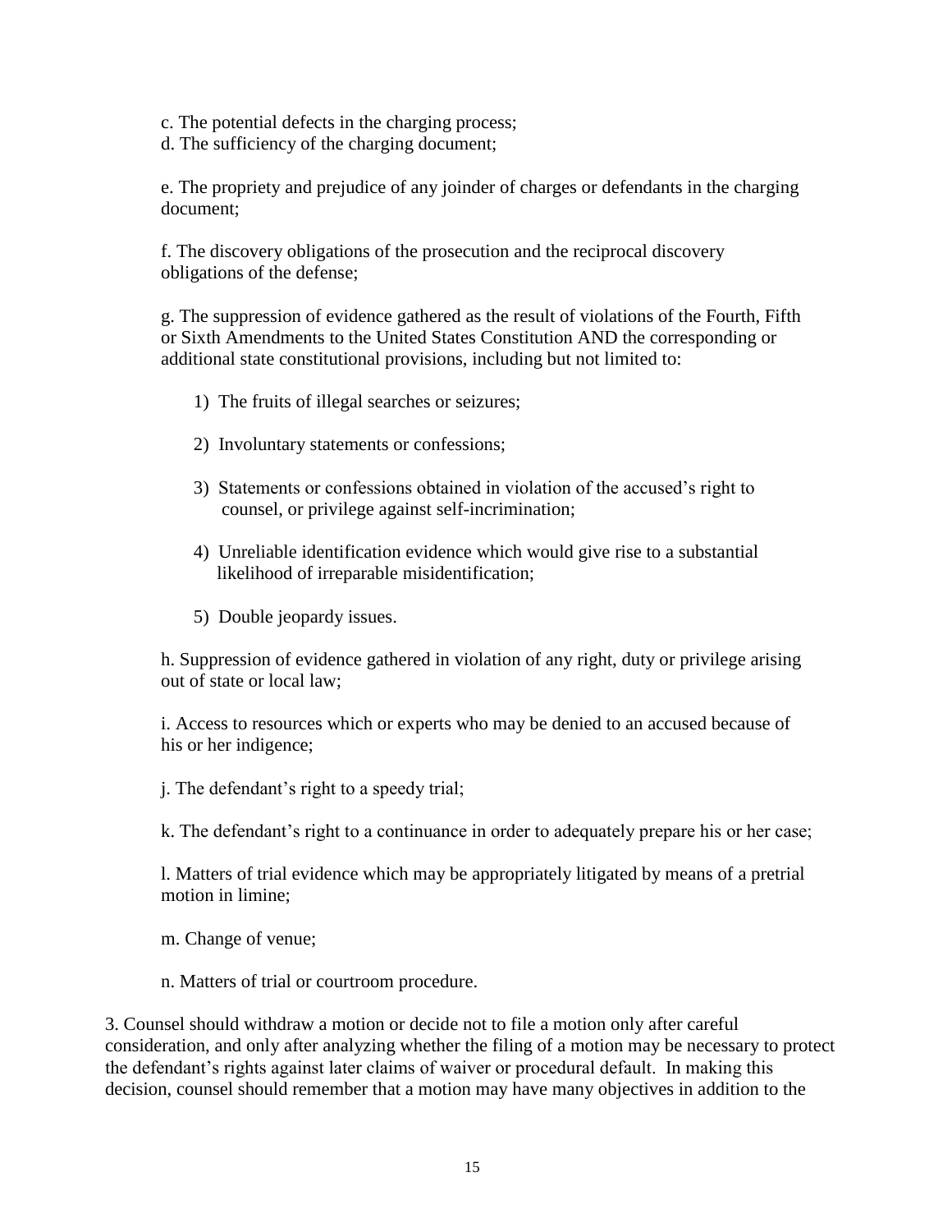c. The potential defects in the charging process;

d. The sufficiency of the charging document;

e. The propriety and prejudice of any joinder of charges or defendants in the charging document;

f. The discovery obligations of the prosecution and the reciprocal discovery obligations of the defense;

g. The suppression of evidence gathered as the result of violations of the Fourth, Fifth or Sixth Amendments to the United States Constitution AND the corresponding or additional state constitutional provisions, including but not limited to:

1) The fruits of illegal searches or seizures;

2) Involuntary statements or confessions;

3) Statements or confessions obtained in violation of the accused's right to counsel, or privilege against self-incrimination;

4) Unreliable identification evidence which would give rise to a substantial likelihood of irreparable misidentification;

5) Double jeopardy issues.

h. Suppression of evidence gathered in violation of any right, duty or privilege arising out of state or local law;

i. Access to resources which or experts who may be denied to an accused because of his or her indigence;

j. The defendant's right to a speedy trial;

k. The defendant's right to a continuance in order to adequately prepare his or her case;

l. Matters of trial evidence which may be appropriately litigated by means of a pretrial motion in limine;

m. Change of venue;

n. Matters of trial or courtroom procedure.

3. Counsel should withdraw a motion or decide not to file a motion only after careful consideration, and only after analyzing whether the filing of a motion may be necessary to protect the defendant's rights against later claims of waiver or procedural default. In making this decision, counsel should remember that a motion may have many objectives in addition to the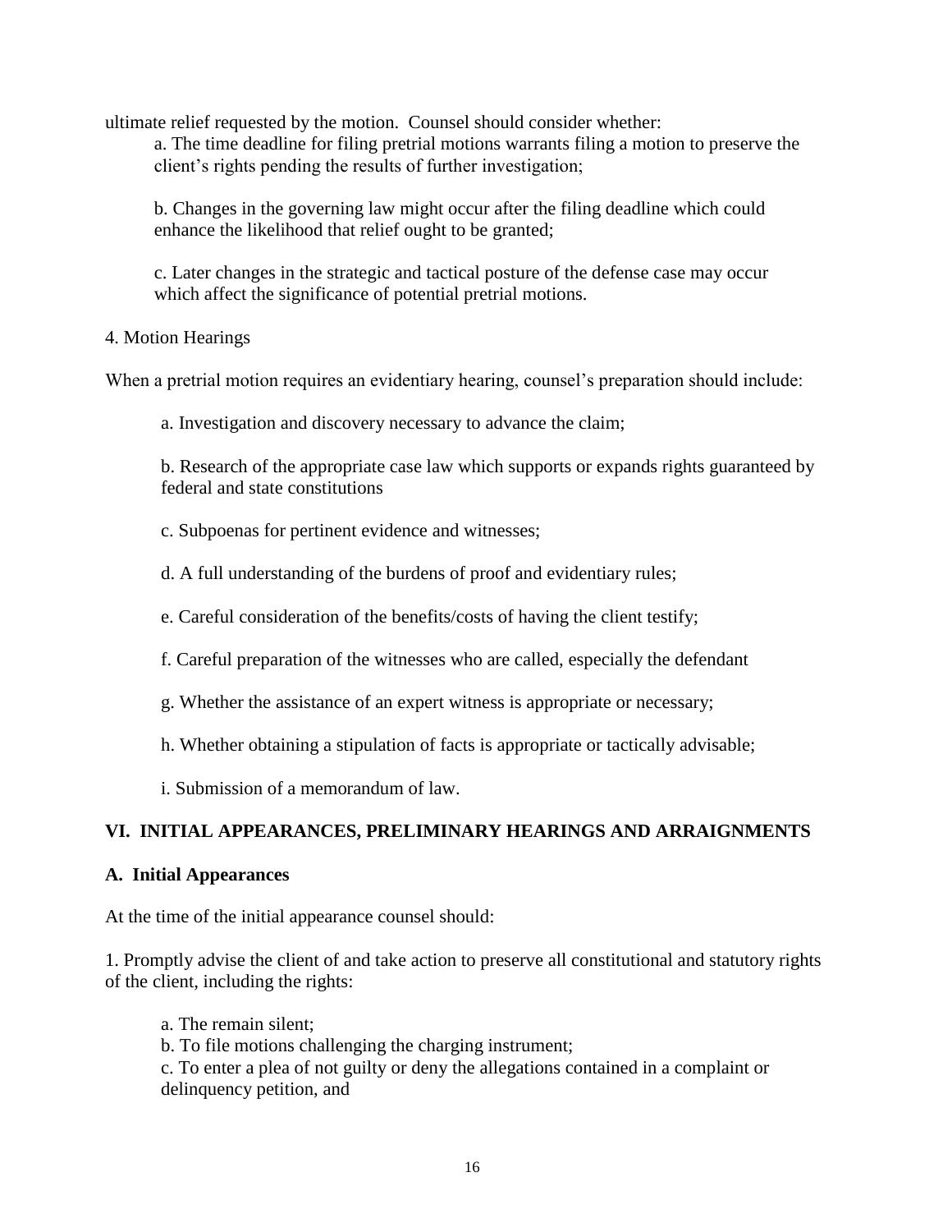ultimate relief requested by the motion. Counsel should consider whether:

a. The time deadline for filing pretrial motions warrants filing a motion to preserve the client's rights pending the results of further investigation;

b. Changes in the governing law might occur after the filing deadline which could enhance the likelihood that relief ought to be granted;

c. Later changes in the strategic and tactical posture of the defense case may occur which affect the significance of potential pretrial motions.

4. Motion Hearings

When a pretrial motion requires an evidentiary hearing, counsel's preparation should include:

a. Investigation and discovery necessary to advance the claim;

b. Research of the appropriate case law which supports or expands rights guaranteed by federal and state constitutions

c. Subpoenas for pertinent evidence and witnesses;

d. A full understanding of the burdens of proof and evidentiary rules;

e. Careful consideration of the benefits/costs of having the client testify;

f. Careful preparation of the witnesses who are called, especially the defendant

g. Whether the assistance of an expert witness is appropriate or necessary;

h. Whether obtaining a stipulation of facts is appropriate or tactically advisable;

i. Submission of a memorandum of law.

## VI. INITIAL APPEARANCES, PRELIMINARY HEARINGS AND ARRAIGNMENTS

### A. Initial Appearances

At the time of the initial appearance counsel should:

1. Promptly advise the client of and take action to preserve all constitutional and statutory rights of the client, including the rights:

a. The remain silent;
b. To file motions challenging the charging instrument;
c. To enter a plea of not guilty or deny the allegations contained in a complaint or delinquency petition, and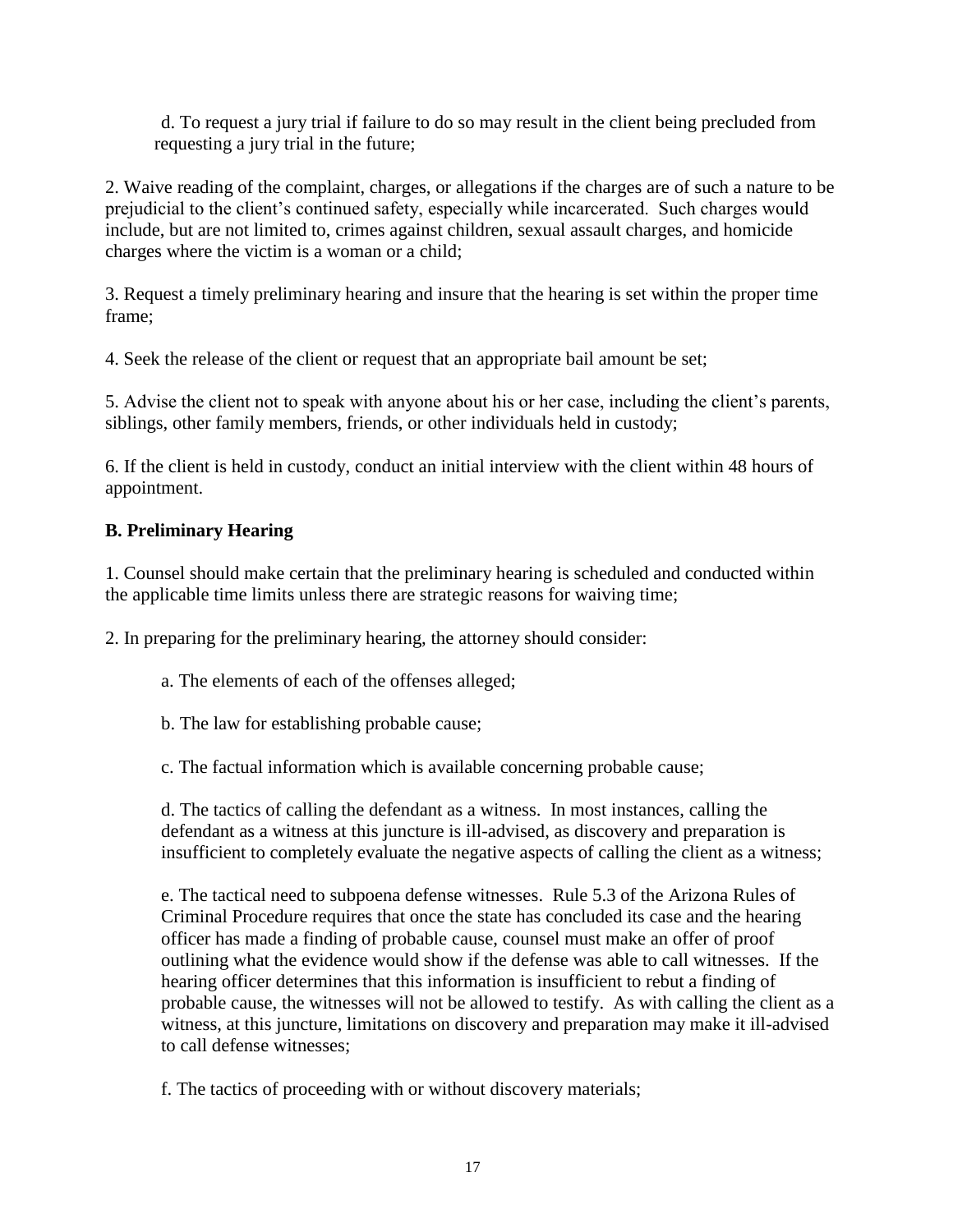d. To request a jury trial if failure to do so may result in the client being precluded from requesting a jury trial in the future;

2. Waive reading of the complaint, charges, or allegations if the charges are of such a nature to be prejudicial to the client's continued safety, especially while incarcerated. Such charges would include, but are not limited to, crimes against children, sexual assault charges, and homicide charges where the victim is a woman or a child;

3. Request a timely preliminary hearing and insure that the hearing is set within the proper time frame;

4. Seek the release of the client or request that an appropriate bail amount be set;

5. Advise the client not to speak with anyone about his or her case, including the client's parents, siblings, other family members, friends, or other individuals held in custody;

6. If the client is held in custody, conduct an initial interview with the client within 48 hours of appointment.

**B. Preliminary Hearing**

1. Counsel should make certain that the preliminary hearing is scheduled and conducted within the applicable time limits unless there are strategic reasons for waiving time;

2. In preparing for the preliminary hearing, the attorney should consider:

   a. The elements of each of the offenses alleged;

   b. The law for establishing probable cause;

   c. The factual information which is available concerning probable cause;

   d. The tactics of calling the defendant as a witness. In most instances, calling the defendant as a witness at this juncture is ill-advised, as discovery and preparation is insufficient to completely evaluate the negative aspects of calling the client as a witness;

   e. The tactical need to subpoena defense witnesses. Rule 5.3 of the Arizona Rules of Criminal Procedure requires that once the state has concluded its case and the hearing officer has made a finding of probable cause, counsel must make an offer of proof outlining what the evidence would show if the defense was able to call witnesses. If the hearing officer determines that this information is insufficient to rebut a finding of probable cause, the witnesses will not be allowed to testify. As with calling the client as a witness, at this juncture, limitations on discovery and preparation may make it ill-advised to call defense witnesses;

   f. The tactics of proceeding with or without discovery materials;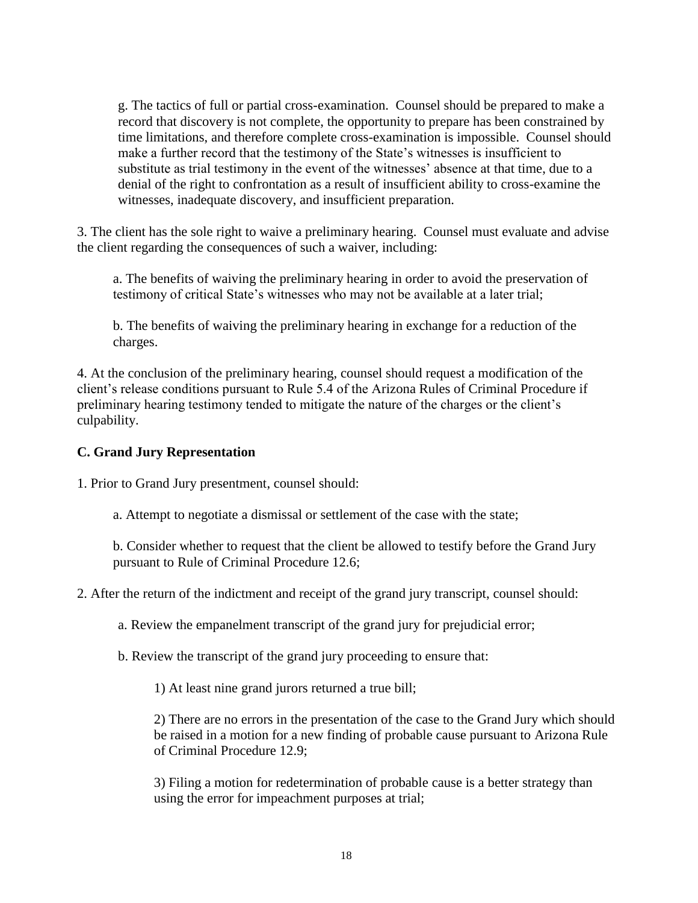g. The tactics of full or partial cross-examination. Counsel should be prepared to make a record that discovery is not complete, the opportunity to prepare has been constrained by time limitations, and therefore complete cross-examination is impossible. Counsel should make a further record that the testimony of the State's witnesses is insufficient to substitute as trial testimony in the event of the witnesses' absence at that time, due to a denial of the right to confrontation as a result of insufficient ability to cross-examine the witnesses, inadequate discovery, and insufficient preparation.

3. The client has the sole right to waive a preliminary hearing. Counsel must evaluate and advise the client regarding the consequences of such a waiver, including:

a. The benefits of waiving the preliminary hearing in order to avoid the preservation of testimony of critical State's witnesses who may not be available at a later trial;

b. The benefits of waiving the preliminary hearing in exchange for a reduction of the charges.

4. At the conclusion of the preliminary hearing, counsel should request a modification of the client's release conditions pursuant to Rule 5.4 of the Arizona Rules of Criminal Procedure if preliminary hearing testimony tended to mitigate the nature of the charges or the client's culpability.

### C. Grand Jury Representation

1. Prior to Grand Jury presentment, counsel should:

a. Attempt to negotiate a dismissal or settlement of the case with the state;

b. Consider whether to request that the client be allowed to testify before the Grand Jury pursuant to Rule of Criminal Procedure 12.6;

2. After the return of the indictment and receipt of the grand jury transcript, counsel should:

a. Review the empanelment transcript of the grand jury for prejudicial error;

b. Review the transcript of the grand jury proceeding to ensure that:

1) At least nine grand jurors returned a true bill;

2) There are no errors in the presentation of the case to the Grand Jury which should be raised in a motion for a new finding of probable cause pursuant to Arizona Rule of Criminal Procedure 12.9;

3) Filing a motion for redetermination of probable cause is a better strategy than using the error for impeachment purposes at trial;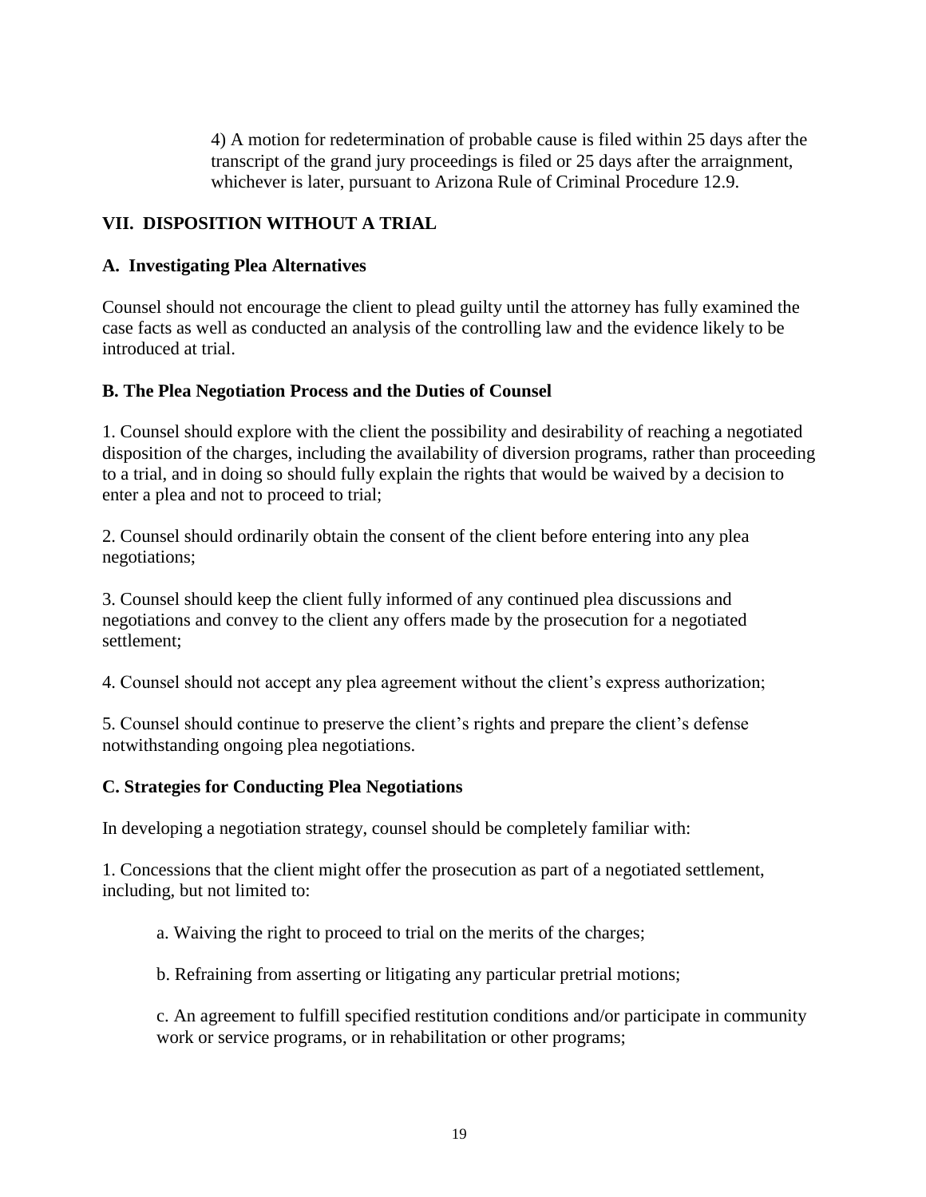4) A motion for redetermination of probable cause is filed within 25 days after the transcript of the grand jury proceedings is filed or 25 days after the arraignment, whichever is later, pursuant to Arizona Rule of Criminal Procedure 12.9.

## VII. DISPOSITION WITHOUT A TRIAL

### A. Investigating Plea Alternatives

Counsel should not encourage the client to plead guilty until the attorney has fully examined the case facts as well as conducted an analysis of the controlling law and the evidence likely to be introduced at trial.

### B. The Plea Negotiation Process and the Duties of Counsel

1. Counsel should explore with the client the possibility and desirability of reaching a negotiated disposition of the charges, including the availability of diversion programs, rather than proceeding to a trial, and in doing so should fully explain the rights that would be waived by a decision to enter a plea and not to proceed to trial;

2. Counsel should ordinarily obtain the consent of the client before entering into any plea negotiations;

3. Counsel should keep the client fully informed of any continued plea discussions and negotiations and convey to the client any offers made by the prosecution for a negotiated settlement;

4. Counsel should not accept any plea agreement without the client's express authorization;

5. Counsel should continue to preserve the client's rights and prepare the client's defense notwithstanding ongoing plea negotiations.

### C. Strategies for Conducting Plea Negotiations

In developing a negotiation strategy, counsel should be completely familiar with:

1. Concessions that the client might offer the prosecution as part of a negotiated settlement, including, but not limited to:

   a. Waiving the right to proceed to trial on the merits of the charges;

   b. Refraining from asserting or litigating any particular pretrial motions;

   c. An agreement to fulfill specified restitution conditions and/or participate in community work or service programs, or in rehabilitation or other programs;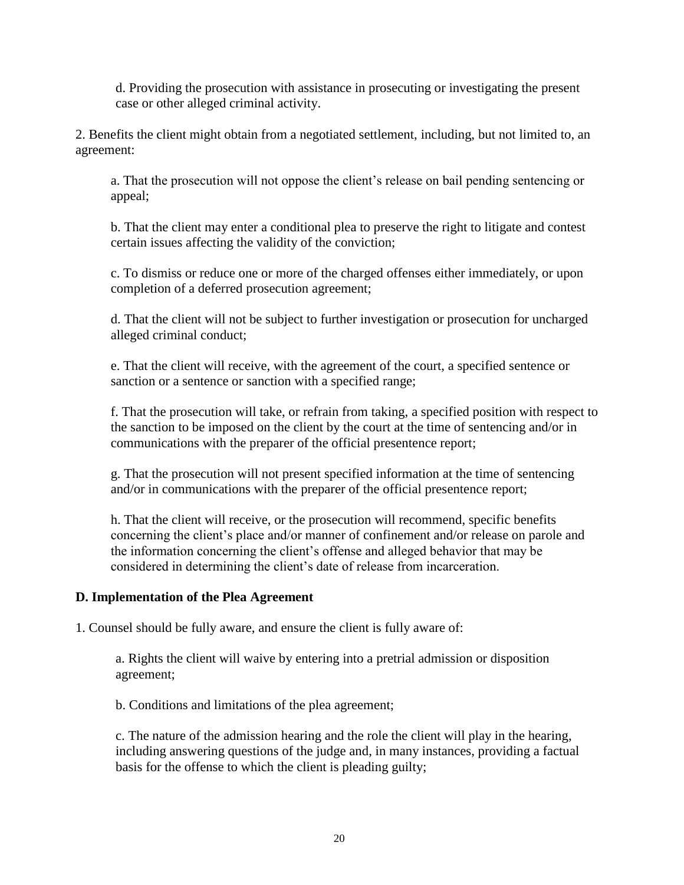d. Providing the prosecution with assistance in prosecuting or investigating the present case or other alleged criminal activity.

2. Benefits the client might obtain from a negotiated settlement, including, but not limited to, an agreement:

a. That the prosecution will not oppose the client's release on bail pending sentencing or appeal;

b. That the client may enter a conditional plea to preserve the right to litigate and contest certain issues affecting the validity of the conviction;

c. To dismiss or reduce one or more of the charged offenses either immediately, or upon completion of a deferred prosecution agreement;

d. That the client will not be subject to further investigation or prosecution for uncharged alleged criminal conduct;

e. That the client will receive, with the agreement of the court, a specified sentence or sanction or a sentence or sanction with a specified range;

f. That the prosecution will take, or refrain from taking, a specified position with respect to the sanction to be imposed on the client by the court at the time of sentencing and/or in communications with the preparer of the official presentence report;

g. That the prosecution will not present specified information at the time of sentencing and/or in communications with the preparer of the official presentence report;

h. That the client will receive, or the prosecution will recommend, specific benefits concerning the client's place and/or manner of confinement and/or release on parole and the information concerning the client's offense and alleged behavior that may be considered in determining the client's date of release from incarceration.

**D. Implementation of the Plea Agreement**

1. Counsel should be fully aware, and ensure the client is fully aware of:

a. Rights the client will waive by entering into a pretrial admission or disposition agreement;

b. Conditions and limitations of the plea agreement;

c. The nature of the admission hearing and the role the client will play in the hearing, including answering questions of the judge and, in many instances, providing a factual basis for the offense to which the client is pleading guilty;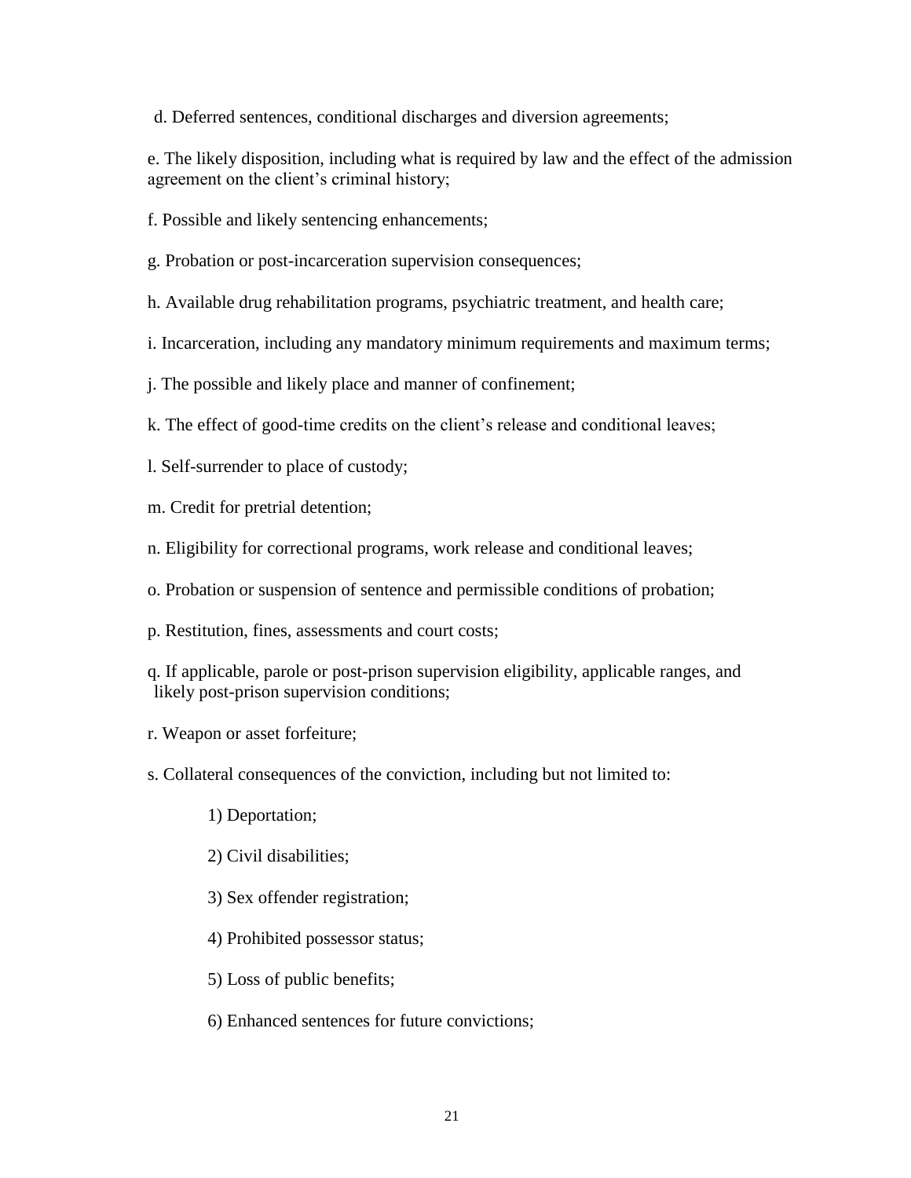d. Deferred sentences, conditional discharges and diversion agreements;

e. The likely disposition, including what is required by law and the effect of the admission agreement on the client's criminal history;

f. Possible and likely sentencing enhancements;

g. Probation or post-incarceration supervision consequences;

h. Available drug rehabilitation programs, psychiatric treatment, and health care;

i. Incarceration, including any mandatory minimum requirements and maximum terms;

j. The possible and likely place and manner of confinement;

k. The effect of good-time credits on the client's release and conditional leaves;

l. Self-surrender to place of custody;

m. Credit for pretrial detention;

n. Eligibility for correctional programs, work release and conditional leaves;

o. Probation or suspension of sentence and permissible conditions of probation;

p. Restitution, fines, assessments and court costs;

q. If applicable, parole or post-prison supervision eligibility, applicable ranges, and likely post-prison supervision conditions;

r. Weapon or asset forfeiture;

s. Collateral consequences of the conviction, including but not limited to:

1) Deportation;

2) Civil disabilities;

3) Sex offender registration;

4) Prohibited possessor status;

5) Loss of public benefits;

6) Enhanced sentences for future convictions;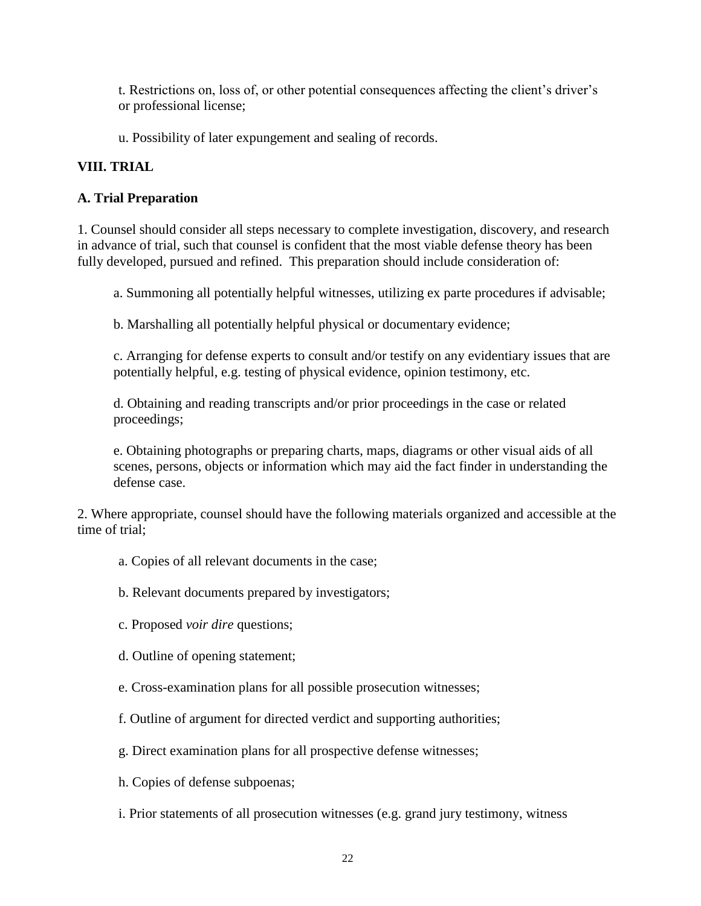t. Restrictions on, loss of, or other potential consequences affecting the client's driver's or professional license;

u. Possibility of later expungement and sealing of records.

## VIII. TRIAL

### A. Trial Preparation

1. Counsel should consider all steps necessary to complete investigation, discovery, and research in advance of trial, such that counsel is confident that the most viable defense theory has been fully developed, pursued and refined. This preparation should include consideration of:

   a. Summoning all potentially helpful witnesses, utilizing ex parte procedures if advisable;

   b. Marshalling all potentially helpful physical or documentary evidence;

   c. Arranging for defense experts to consult and/or testify on any evidentiary issues that are potentially helpful, e.g. testing of physical evidence, opinion testimony, etc.

   d. Obtaining and reading transcripts and/or prior proceedings in the case or related proceedings;

   e. Obtaining photographs or preparing charts, maps, diagrams or other visual aids of all scenes, persons, objects or information which may aid the fact finder in understanding the defense case.

2. Where appropriate, counsel should have the following materials organized and accessible at the time of trial;

   a. Copies of all relevant documents in the case;

   b. Relevant documents prepared by investigators;

   c. Proposed *voir dire* questions;

   d. Outline of opening statement;

   e. Cross-examination plans for all possible prosecution witnesses;

   f. Outline of argument for directed verdict and supporting authorities;

   g. Direct examination plans for all prospective defense witnesses;

   h. Copies of defense subpoenas;

   i. Prior statements of all prosecution witnesses (e.g. grand jury testimony, witness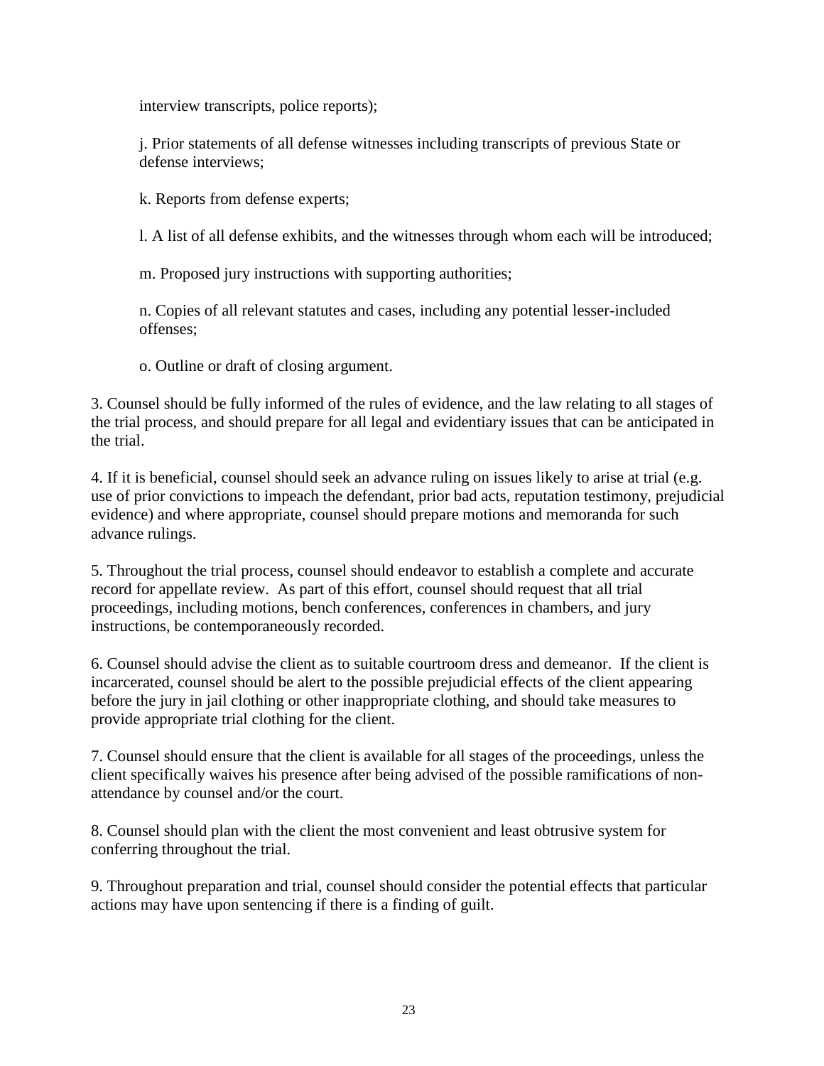interview transcripts, police reports);

j. Prior statements of all defense witnesses including transcripts of previous State or defense interviews;

k. Reports from defense experts;

l. A list of all defense exhibits, and the witnesses through whom each will be introduced;

m. Proposed jury instructions with supporting authorities;

n. Copies of all relevant statutes and cases, including any potential lesser-included offenses;

o. Outline or draft of closing argument.

3. Counsel should be fully informed of the rules of evidence, and the law relating to all stages of the trial process, and should prepare for all legal and evidentiary issues that can be anticipated in the trial.

4. If it is beneficial, counsel should seek an advance ruling on issues likely to arise at trial (e.g. use of prior convictions to impeach the defendant, prior bad acts, reputation testimony, prejudicial evidence) and where appropriate, counsel should prepare motions and memoranda for such advance rulings.

5. Throughout the trial process, counsel should endeavor to establish a complete and accurate record for appellate review. As part of this effort, counsel should request that all trial proceedings, including motions, bench conferences, conferences in chambers, and jury instructions, be contemporaneously recorded.

6. Counsel should advise the client as to suitable courtroom dress and demeanor. If the client is incarcerated, counsel should be alert to the possible prejudicial effects of the client appearing before the jury in jail clothing or other inappropriate clothing, and should take measures to provide appropriate trial clothing for the client.

7. Counsel should ensure that the client is available for all stages of the proceedings, unless the client specifically waives his presence after being advised of the possible ramifications of non-attendance by counsel and/or the court.

8. Counsel should plan with the client the most convenient and least obtrusive system for conferring throughout the trial.

9. Throughout preparation and trial, counsel should consider the potential effects that particular actions may have upon sentencing if there is a finding of guilt.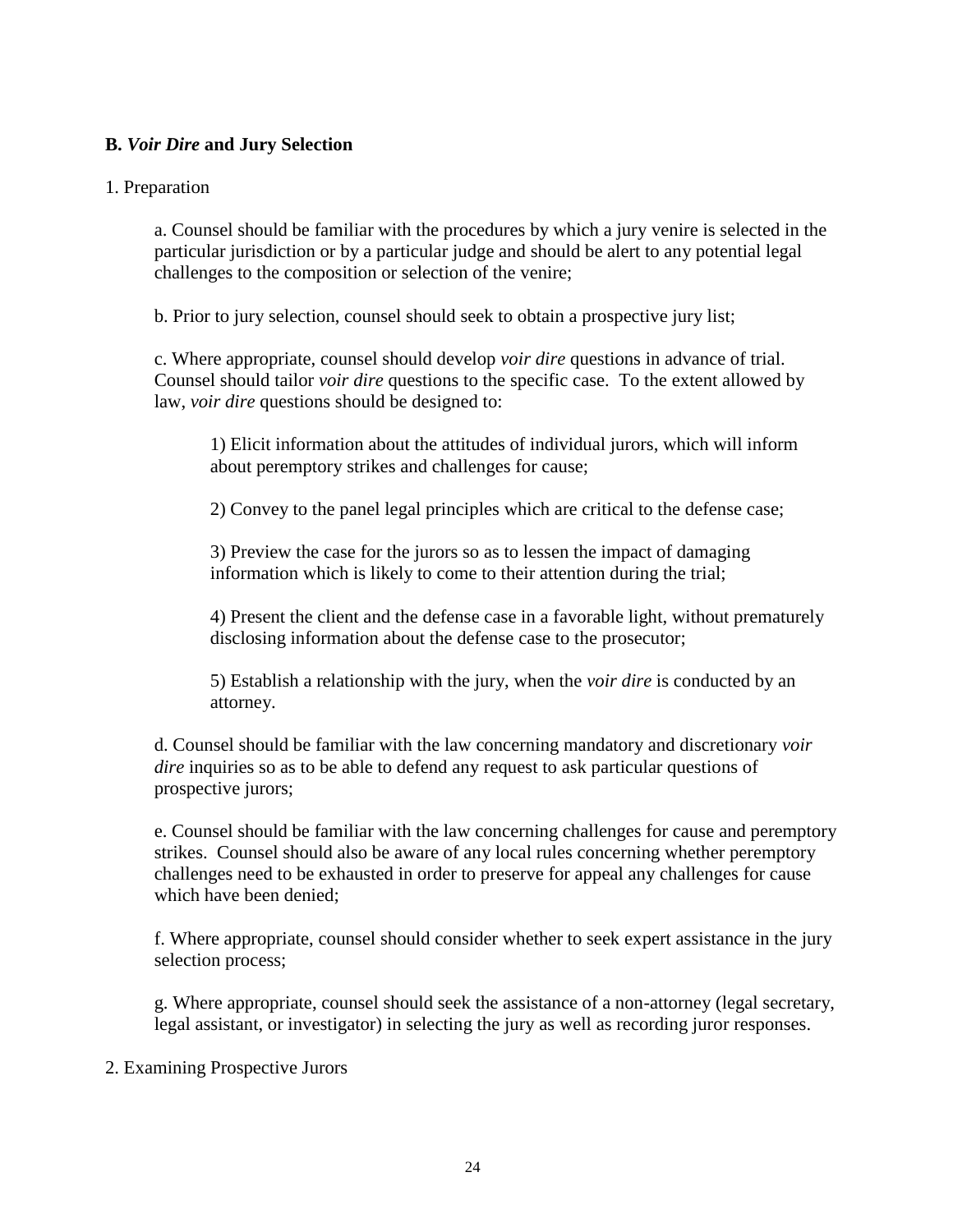## B. *Voir Dire* and Jury Selection

1. Preparation

a. Counsel should be familiar with the procedures by which a jury venire is selected in the particular jurisdiction or by a particular judge and should be alert to any potential legal challenges to the composition or selection of the venire;

b. Prior to jury selection, counsel should seek to obtain a prospective jury list;

c. Where appropriate, counsel should develop *voir dire* questions in advance of trial. Counsel should tailor *voir dire* questions to the specific case. To the extent allowed by law, *voir dire* questions should be designed to:

1) Elicit information about the attitudes of individual jurors, which will inform about peremptory strikes and challenges for cause;

2) Convey to the panel legal principles which are critical to the defense case;

3) Preview the case for the jurors so as to lessen the impact of damaging information which is likely to come to their attention during the trial;

4) Present the client and the defense case in a favorable light, without prematurely disclosing information about the defense case to the prosecutor;

5) Establish a relationship with the jury, when the *voir dire* is conducted by an attorney.

d. Counsel should be familiar with the law concerning mandatory and discretionary *voir dire* inquiries so as to be able to defend any request to ask particular questions of prospective jurors;

e. Counsel should be familiar with the law concerning challenges for cause and peremptory strikes. Counsel should also be aware of any local rules concerning whether peremptory challenges need to be exhausted in order to preserve for appeal any challenges for cause which have been denied;

f. Where appropriate, counsel should consider whether to seek expert assistance in the jury selection process;

g. Where appropriate, counsel should seek the assistance of a non-attorney (legal secretary, legal assistant, or investigator) in selecting the jury as well as recording juror responses.

2. Examining Prospective Jurors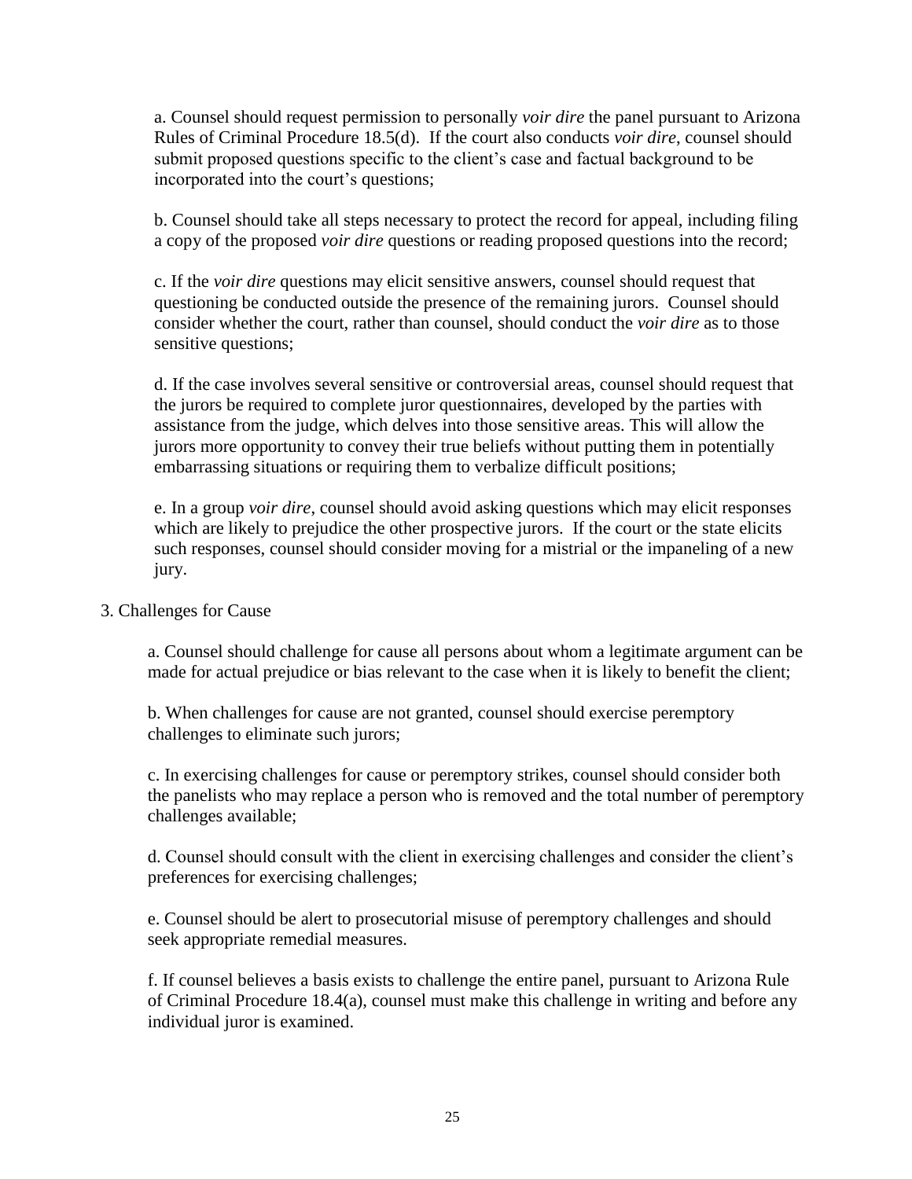a. Counsel should request permission to personally *voir dire* the panel pursuant to Arizona Rules of Criminal Procedure 18.5(d). If the court also conducts *voir dire*, counsel should submit proposed questions specific to the client's case and factual background to be incorporated into the court's questions;

b. Counsel should take all steps necessary to protect the record for appeal, including filing a copy of the proposed *voir dire* questions or reading proposed questions into the record;

c. If the *voir dire* questions may elicit sensitive answers, counsel should request that questioning be conducted outside the presence of the remaining jurors. Counsel should consider whether the court, rather than counsel, should conduct the *voir dire* as to those sensitive questions;

d. If the case involves several sensitive or controversial areas, counsel should request that the jurors be required to complete juror questionnaires, developed by the parties with assistance from the judge, which delves into those sensitive areas. This will allow the jurors more opportunity to convey their true beliefs without putting them in potentially embarrassing situations or requiring them to verbalize difficult positions;

e. In a group *voir dire*, counsel should avoid asking questions which may elicit responses which are likely to prejudice the other prospective jurors. If the court or the state elicits such responses, counsel should consider moving for a mistrial or the impaneling of a new jury.

3. Challenges for Cause

a. Counsel should challenge for cause all persons about whom a legitimate argument can be made for actual prejudice or bias relevant to the case when it is likely to benefit the client;

b. When challenges for cause are not granted, counsel should exercise peremptory challenges to eliminate such jurors;

c. In exercising challenges for cause or peremptory strikes, counsel should consider both the panelists who may replace a person who is removed and the total number of peremptory challenges available;

d. Counsel should consult with the client in exercising challenges and consider the client's preferences for exercising challenges;

e. Counsel should be alert to prosecutorial misuse of peremptory challenges and should seek appropriate remedial measures.

f. If counsel believes a basis exists to challenge the entire panel, pursuant to Arizona Rule of Criminal Procedure 18.4(a), counsel must make this challenge in writing and before any individual juror is examined.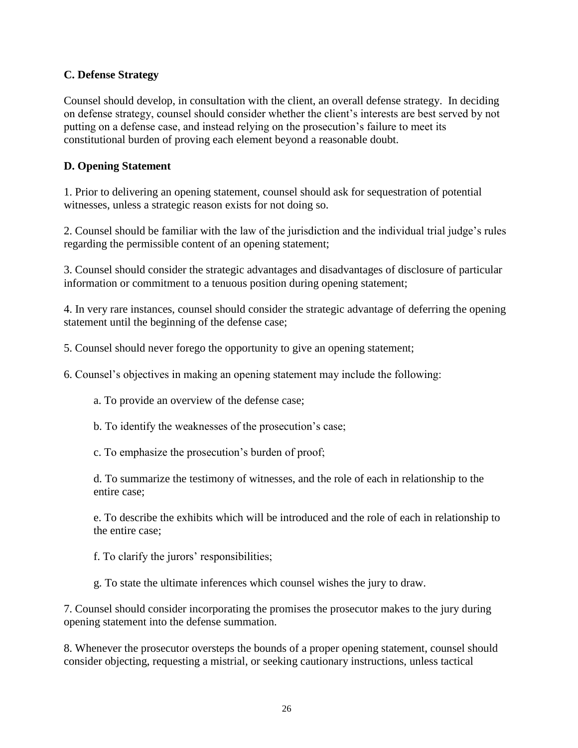### C. Defense Strategy

Counsel should develop, in consultation with the client, an overall defense strategy. In deciding on defense strategy, counsel should consider whether the client's interests are best served by not putting on a defense case, and instead relying on the prosecution's failure to meet its constitutional burden of proving each element beyond a reasonable doubt.

### D. Opening Statement

1. Prior to delivering an opening statement, counsel should ask for sequestration of potential witnesses, unless a strategic reason exists for not doing so.

2. Counsel should be familiar with the law of the jurisdiction and the individual trial judge's rules regarding the permissible content of an opening statement;

3. Counsel should consider the strategic advantages and disadvantages of disclosure of particular information or commitment to a tenuous position during opening statement;

4. In very rare instances, counsel should consider the strategic advantage of deferring the opening statement until the beginning of the defense case;

5. Counsel should never forego the opportunity to give an opening statement;

6. Counsel's objectives in making an opening statement may include the following:

   a. To provide an overview of the defense case;

   b. To identify the weaknesses of the prosecution's case;

   c. To emphasize the prosecution's burden of proof;

   d. To summarize the testimony of witnesses, and the role of each in relationship to the entire case;

   e. To describe the exhibits which will be introduced and the role of each in relationship to the entire case;

   f. To clarify the jurors' responsibilities;

   g. To state the ultimate inferences which counsel wishes the jury to draw.

7. Counsel should consider incorporating the promises the prosecutor makes to the jury during opening statement into the defense summation.

8. Whenever the prosecutor oversteps the bounds of a proper opening statement, counsel should consider objecting, requesting a mistrial, or seeking cautionary instructions, unless tactical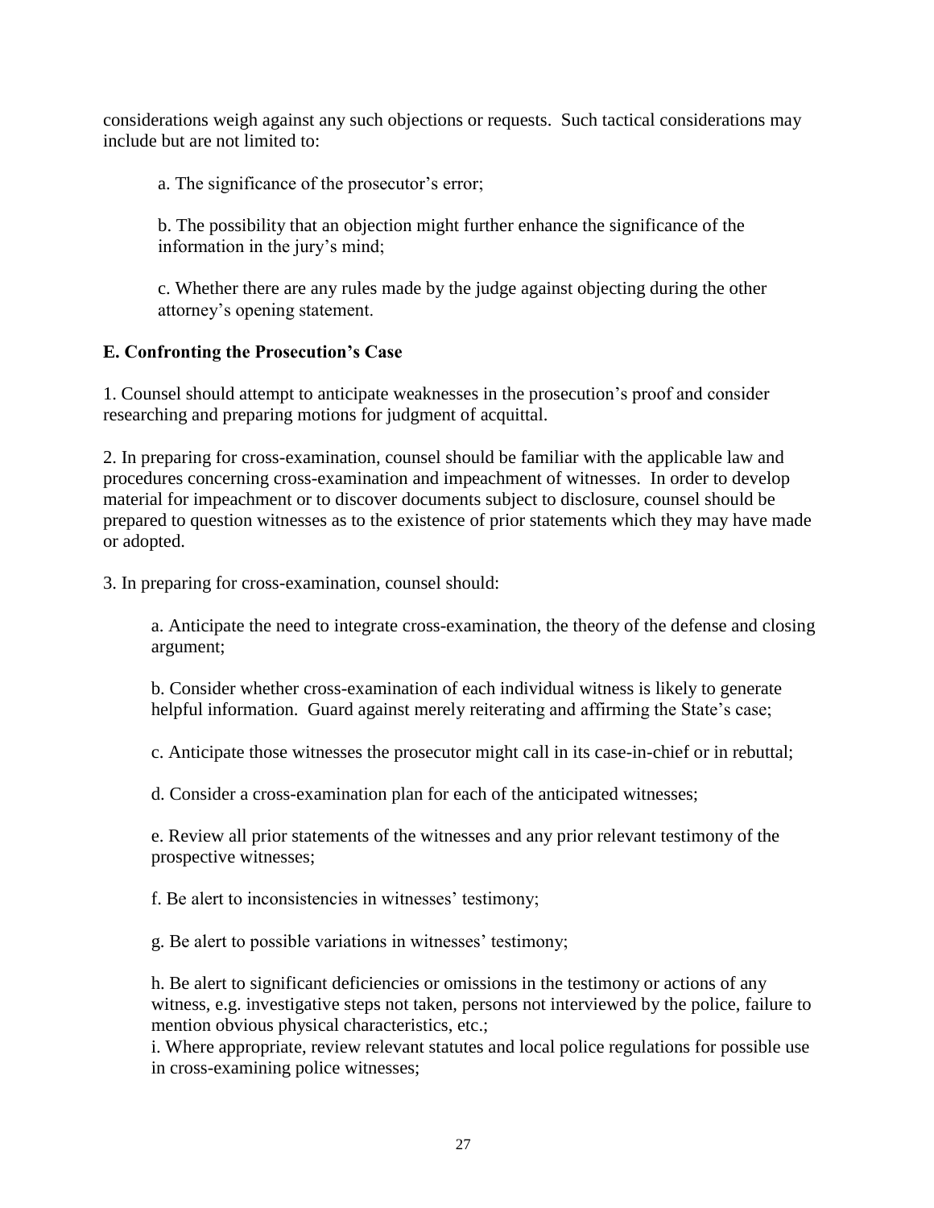considerations weigh against any such objections or requests. Such tactical considerations may include but are not limited to:

a. The significance of the prosecutor's error;

b. The possibility that an objection might further enhance the significance of the information in the jury's mind;

c. Whether there are any rules made by the judge against objecting during the other attorney's opening statement.

**E. Confronting the Prosecution's Case**

1. Counsel should attempt to anticipate weaknesses in the prosecution's proof and consider researching and preparing motions for judgment of acquittal.

2. In preparing for cross-examination, counsel should be familiar with the applicable law and procedures concerning cross-examination and impeachment of witnesses. In order to develop material for impeachment or to discover documents subject to disclosure, counsel should be prepared to question witnesses as to the existence of prior statements which they may have made or adopted.

3. In preparing for cross-examination, counsel should:

a. Anticipate the need to integrate cross-examination, the theory of the defense and closing argument;

b. Consider whether cross-examination of each individual witness is likely to generate helpful information. Guard against merely reiterating and affirming the State's case;

c. Anticipate those witnesses the prosecutor might call in its case-in-chief or in rebuttal;

d. Consider a cross-examination plan for each of the anticipated witnesses;

e. Review all prior statements of the witnesses and any prior relevant testimony of the prospective witnesses;

f. Be alert to inconsistencies in witnesses' testimony;

g. Be alert to possible variations in witnesses' testimony;

h. Be alert to significant deficiencies or omissions in the testimony or actions of any witness, e.g. investigative steps not taken, persons not interviewed by the police, failure to mention obvious physical characteristics, etc.;

i. Where appropriate, review relevant statutes and local police regulations for possible use in cross-examining police witnesses;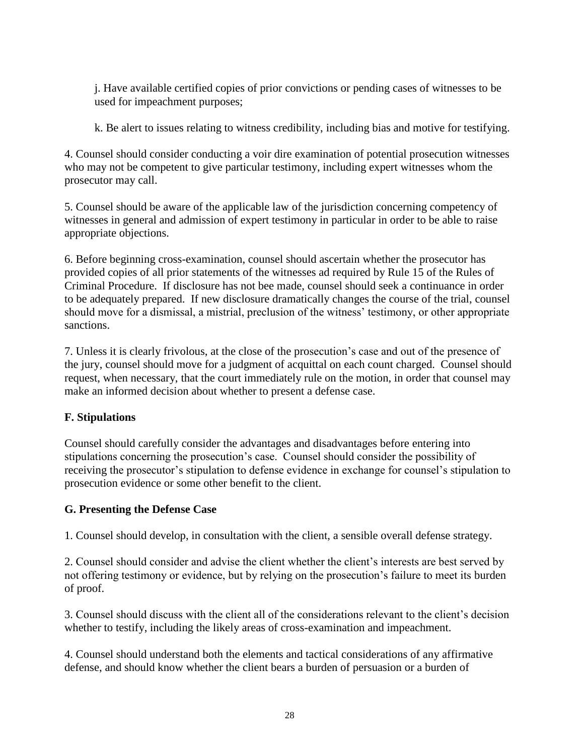j. Have available certified copies of prior convictions or pending cases of witnesses to be used for impeachment purposes;

k. Be alert to issues relating to witness credibility, including bias and motive for testifying.

4. Counsel should consider conducting a voir dire examination of potential prosecution witnesses who may not be competent to give particular testimony, including expert witnesses whom the prosecutor may call.

5. Counsel should be aware of the applicable law of the jurisdiction concerning competency of witnesses in general and admission of expert testimony in particular in order to be able to raise appropriate objections.

6. Before beginning cross-examination, counsel should ascertain whether the prosecutor has provided copies of all prior statements of the witnesses ad required by Rule 15 of the Rules of Criminal Procedure. If disclosure has not bee made, counsel should seek a continuance in order to be adequately prepared. If new disclosure dramatically changes the course of the trial, counsel should move for a dismissal, a mistrial, preclusion of the witness' testimony, or other appropriate sanctions.

7. Unless it is clearly frivolous, at the close of the prosecution's case and out of the presence of the jury, counsel should move for a judgment of acquittal on each count charged. Counsel should request, when necessary, that the court immediately rule on the motion, in order that counsel may make an informed decision about whether to present a defense case.

**F. Stipulations**

Counsel should carefully consider the advantages and disadvantages before entering into stipulations concerning the prosecution's case. Counsel should consider the possibility of receiving the prosecutor's stipulation to defense evidence in exchange for counsel's stipulation to prosecution evidence or some other benefit to the client.

**G. Presenting the Defense Case**

1. Counsel should develop, in consultation with the client, a sensible overall defense strategy.

2. Counsel should consider and advise the client whether the client's interests are best served by not offering testimony or evidence, but by relying on the prosecution's failure to meet its burden of proof.

3. Counsel should discuss with the client all of the considerations relevant to the client's decision whether to testify, including the likely areas of cross-examination and impeachment.

4. Counsel should understand both the elements and tactical considerations of any affirmative defense, and should know whether the client bears a burden of persuasion or a burden of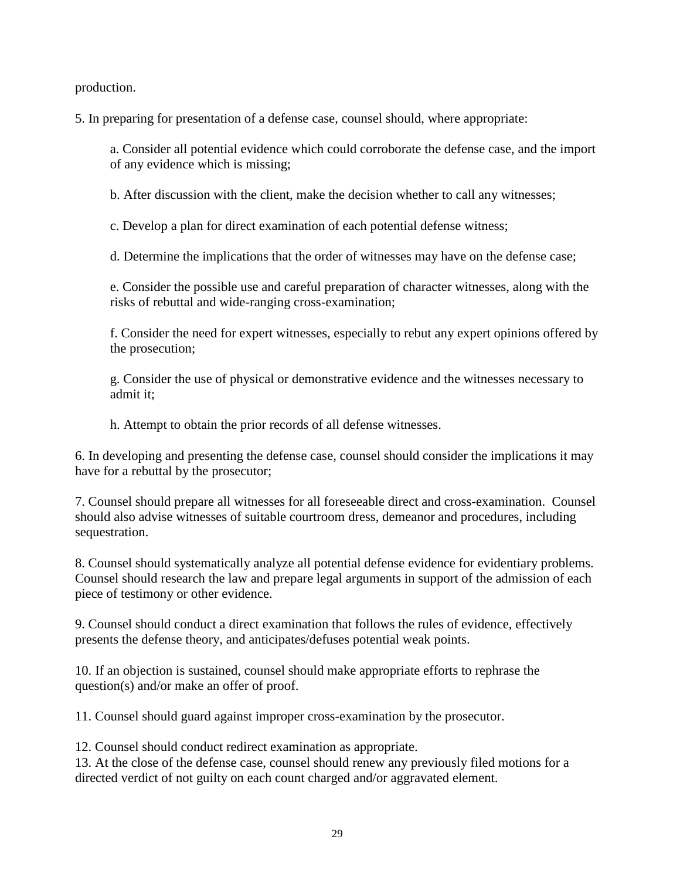production.

5. In preparing for presentation of a defense case, counsel should, where appropriate:

   a. Consider all potential evidence which could corroborate the defense case, and the import of any evidence which is missing;

   b. After discussion with the client, make the decision whether to call any witnesses;

   c. Develop a plan for direct examination of each potential defense witness;

   d. Determine the implications that the order of witnesses may have on the defense case;

   e. Consider the possible use and careful preparation of character witnesses, along with the risks of rebuttal and wide-ranging cross-examination;

   f. Consider the need for expert witnesses, especially to rebut any expert opinions offered by the prosecution;

   g. Consider the use of physical or demonstrative evidence and the witnesses necessary to admit it;

   h. Attempt to obtain the prior records of all defense witnesses.

6. In developing and presenting the defense case, counsel should consider the implications it may have for a rebuttal by the prosecutor;

7. Counsel should prepare all witnesses for all foreseeable direct and cross-examination. Counsel should also advise witnesses of suitable courtroom dress, demeanor and procedures, including sequestration.

8. Counsel should systematically analyze all potential defense evidence for evidentiary problems. Counsel should research the law and prepare legal arguments in support of the admission of each piece of testimony or other evidence.

9. Counsel should conduct a direct examination that follows the rules of evidence, effectively presents the defense theory, and anticipates/defuses potential weak points.

10. If an objection is sustained, counsel should make appropriate efforts to rephrase the question(s) and/or make an offer of proof.

11. Counsel should guard against improper cross-examination by the prosecutor.

12. Counsel should conduct redirect examination as appropriate.

13. At the close of the defense case, counsel should renew any previously filed motions for a directed verdict of not guilty on each count charged and/or aggravated element.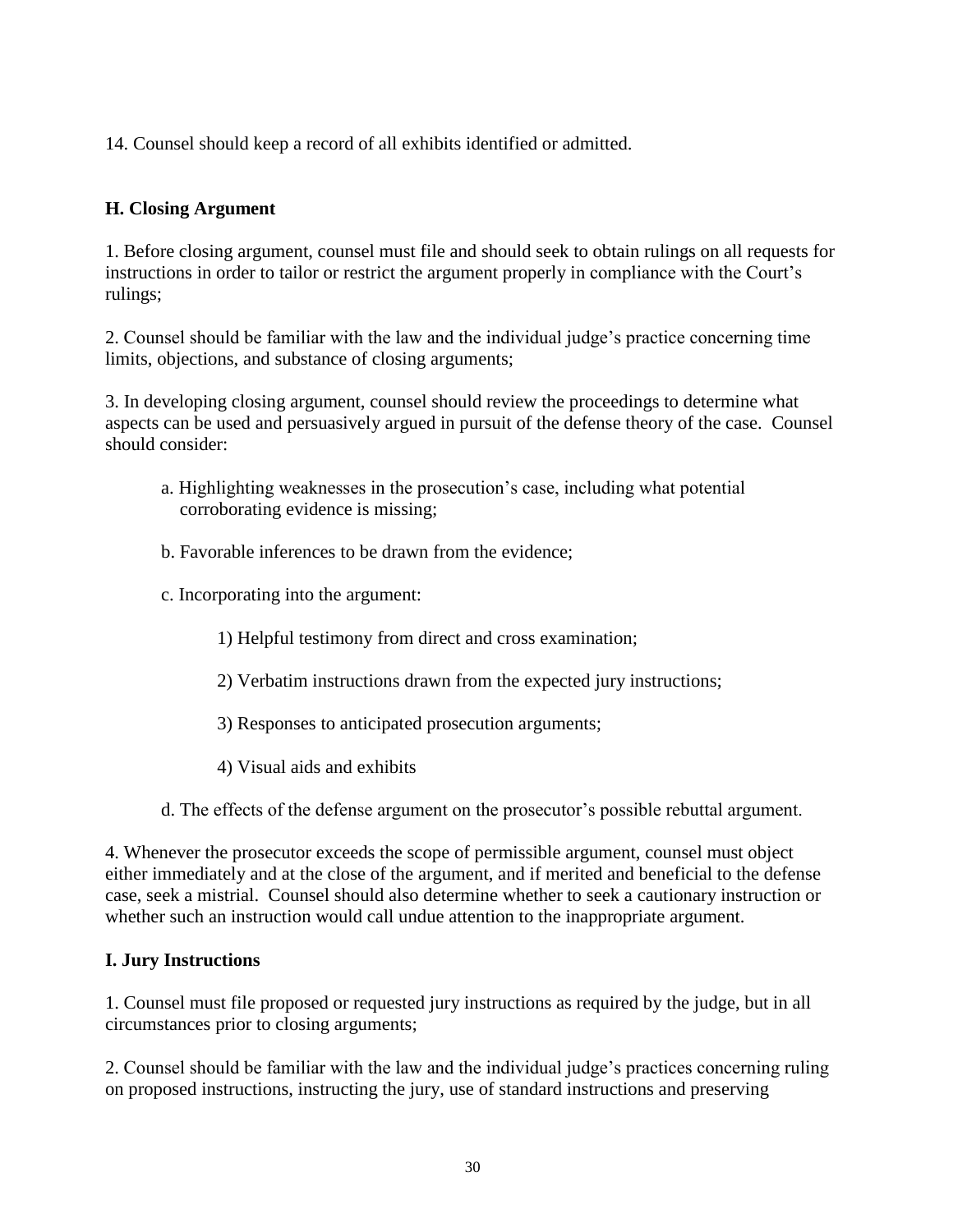14. Counsel should keep a record of all exhibits identified or admitted.

### H. Closing Argument

1. Before closing argument, counsel must file and should seek to obtain rulings on all requests for instructions in order to tailor or restrict the argument properly in compliance with the Court's rulings;

2. Counsel should be familiar with the law and the individual judge's practice concerning time limits, objections, and substance of closing arguments;

3. In developing closing argument, counsel should review the proceedings to determine what aspects can be used and persuasively argued in pursuit of the defense theory of the case. Counsel should consider:

   a. Highlighting weaknesses in the prosecution's case, including what potential corroborating evidence is missing;

   b. Favorable inferences to be drawn from the evidence;

   c. Incorporating into the argument:

      1) Helpful testimony from direct and cross examination;

      2) Verbatim instructions drawn from the expected jury instructions;

      3) Responses to anticipated prosecution arguments;

      4) Visual aids and exhibits

   d. The effects of the defense argument on the prosecutor's possible rebuttal argument.

4. Whenever the prosecutor exceeds the scope of permissible argument, counsel must object either immediately and at the close of the argument, and if merited and beneficial to the defense case, seek a mistrial. Counsel should also determine whether to seek a cautionary instruction or whether such an instruction would call undue attention to the inappropriate argument.

### I. Jury Instructions

1. Counsel must file proposed or requested jury instructions as required by the judge, but in all circumstances prior to closing arguments;

2. Counsel should be familiar with the law and the individual judge's practices concerning ruling on proposed instructions, instructing the jury, use of standard instructions and preserving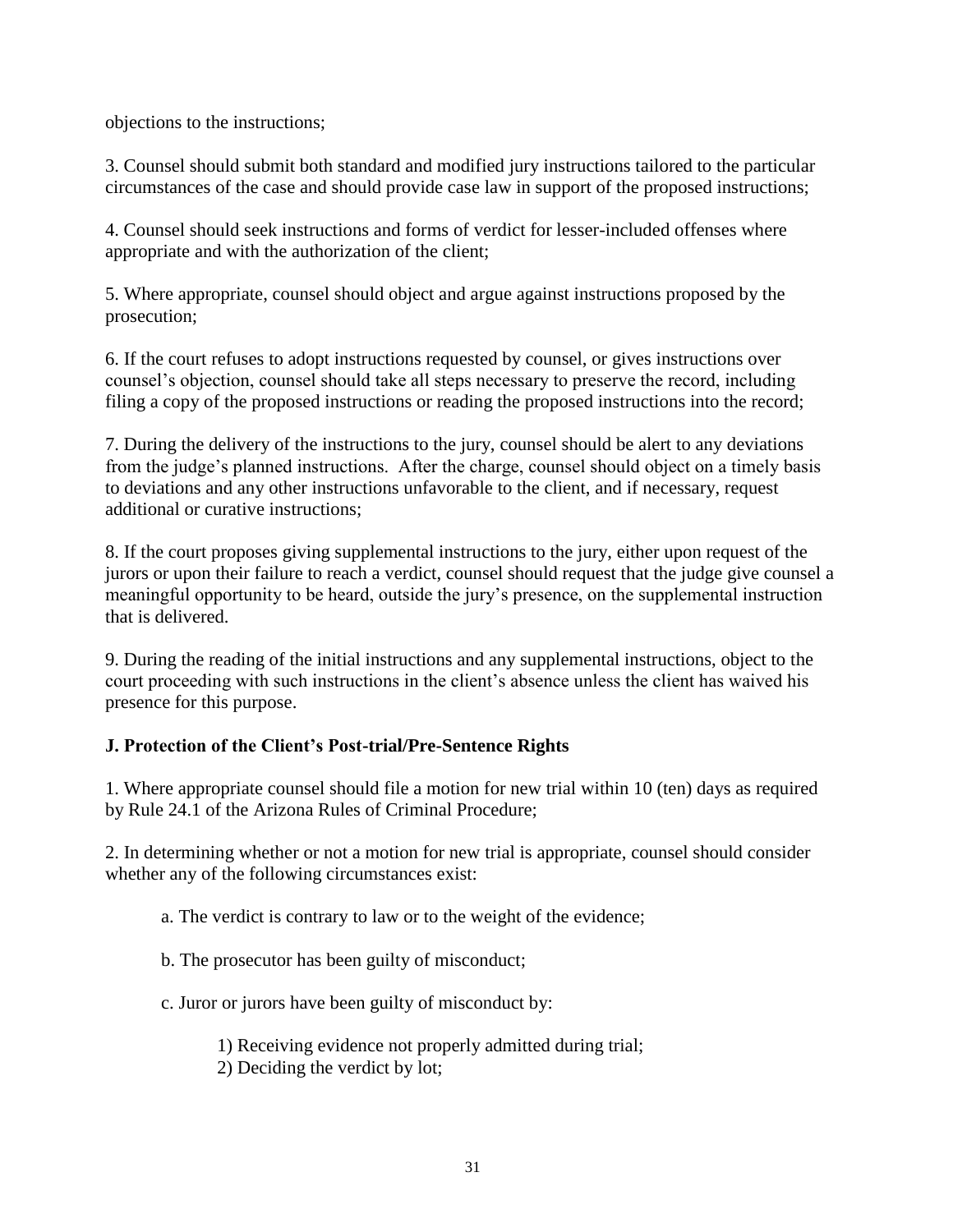objections to the instructions;

3. Counsel should submit both standard and modified jury instructions tailored to the particular circumstances of the case and should provide case law in support of the proposed instructions;

4. Counsel should seek instructions and forms of verdict for lesser-included offenses where appropriate and with the authorization of the client;

5. Where appropriate, counsel should object and argue against instructions proposed by the prosecution;

6. If the court refuses to adopt instructions requested by counsel, or gives instructions over counsel's objection, counsel should take all steps necessary to preserve the record, including filing a copy of the proposed instructions or reading the proposed instructions into the record;

7. During the delivery of the instructions to the jury, counsel should be alert to any deviations from the judge's planned instructions. After the charge, counsel should object on a timely basis to deviations and any other instructions unfavorable to the client, and if necessary, request additional or curative instructions;

8. If the court proposes giving supplemental instructions to the jury, either upon request of the jurors or upon their failure to reach a verdict, counsel should request that the judge give counsel a meaningful opportunity to be heard, outside the jury's presence, on the supplemental instruction that is delivered.

9. During the reading of the initial instructions and any supplemental instructions, object to the court proceeding with such instructions in the client's absence unless the client has waived his presence for this purpose.

**J. Protection of the Client's Post-trial/Pre-Sentence Rights**

1. Where appropriate counsel should file a motion for new trial within 10 (ten) days as required by Rule 24.1 of the Arizona Rules of Criminal Procedure;

2. In determining whether or not a motion for new trial is appropriate, counsel should consider whether any of the following circumstances exist:

   a. The verdict is contrary to law or to the weight of the evidence;

   b. The prosecutor has been guilty of misconduct;

   c. Juror or jurors have been guilty of misconduct by:

      1) Receiving evidence not properly admitted during trial;
      2) Deciding the verdict by lot;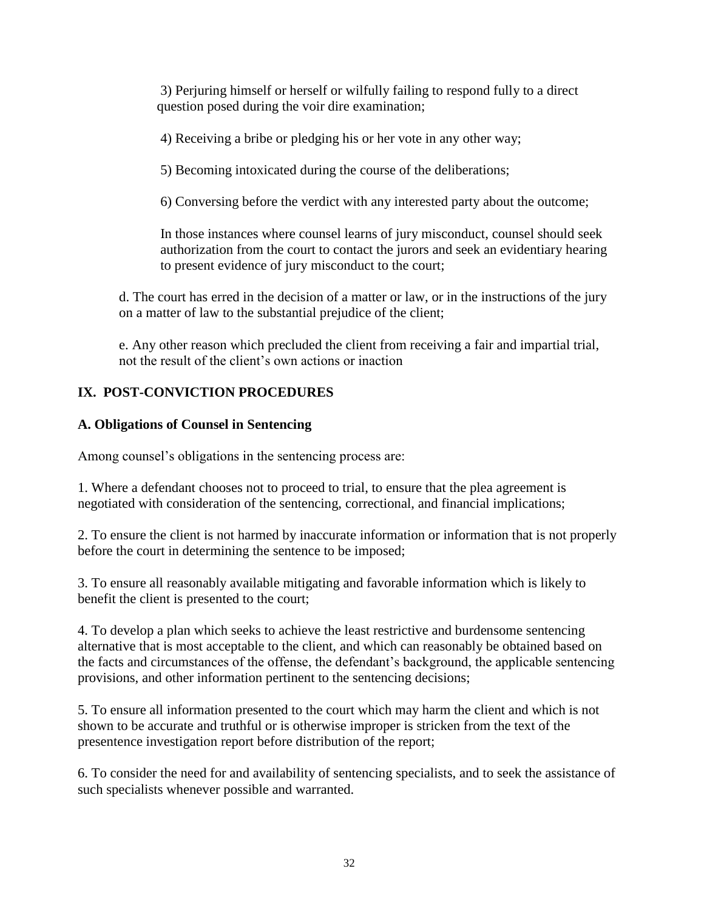3) Perjuring himself or herself or wilfully failing to respond fully to a direct question posed during the voir dire examination;

4) Receiving a bribe or pledging his or her vote in any other way;

5) Becoming intoxicated during the course of the deliberations;

6) Conversing before the verdict with any interested party about the outcome;

In those instances where counsel learns of jury misconduct, counsel should seek authorization from the court to contact the jurors and seek an evidentiary hearing to present evidence of jury misconduct to the court;

d. The court has erred in the decision of a matter or law, or in the instructions of the jury on a matter of law to the substantial prejudice of the client;

e. Any other reason which precluded the client from receiving a fair and impartial trial, not the result of the client's own actions or inaction

## IX. POST-CONVICTION PROCEDURES

### A. Obligations of Counsel in Sentencing

Among counsel's obligations in the sentencing process are:

1. Where a defendant chooses not to proceed to trial, to ensure that the plea agreement is negotiated with consideration of the sentencing, correctional, and financial implications;

2. To ensure the client is not harmed by inaccurate information or information that is not properly before the court in determining the sentence to be imposed;

3. To ensure all reasonably available mitigating and favorable information which is likely to benefit the client is presented to the court;

4. To develop a plan which seeks to achieve the least restrictive and burdensome sentencing alternative that is most acceptable to the client, and which can reasonably be obtained based on the facts and circumstances of the offense, the defendant's background, the applicable sentencing provisions, and other information pertinent to the sentencing decisions;

5. To ensure all information presented to the court which may harm the client and which is not shown to be accurate and truthful or is otherwise improper is stricken from the text of the presentence investigation report before distribution of the report;

6. To consider the need for and availability of sentencing specialists, and to seek the assistance of such specialists whenever possible and warranted.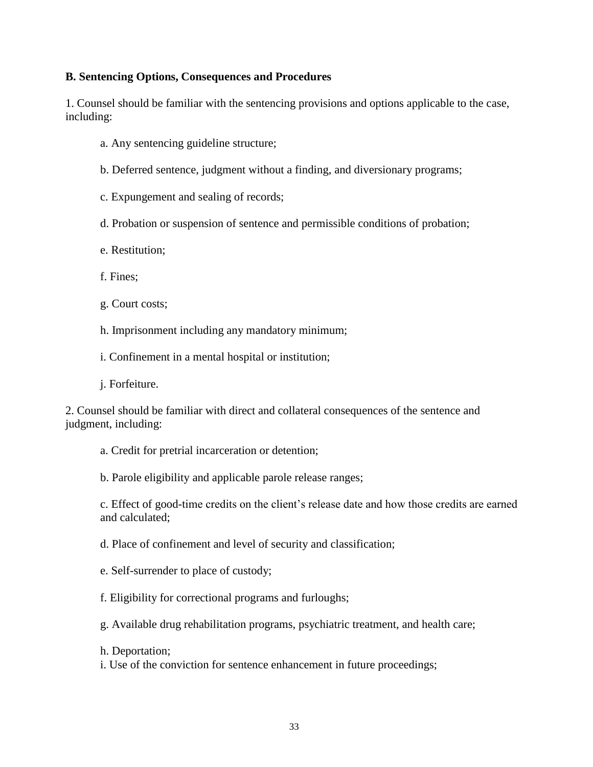**B. Sentencing Options, Consequences and Procedures**

1. Counsel should be familiar with the sentencing provisions and options applicable to the case, including:

   a. Any sentencing guideline structure;

   b. Deferred sentence, judgment without a finding, and diversionary programs;

   c. Expungement and sealing of records;

   d. Probation or suspension of sentence and permissible conditions of probation;

   e. Restitution;

   f. Fines;

   g. Court costs;

   h. Imprisonment including any mandatory minimum;

   i. Confinement in a mental hospital or institution;

   j. Forfeiture.

2. Counsel should be familiar with direct and collateral consequences of the sentence and judgment, including:

   a. Credit for pretrial incarceration or detention;

   b. Parole eligibility and applicable parole release ranges;

   c. Effect of good-time credits on the client's release date and how those credits are earned and calculated;

   d. Place of confinement and level of security and classification;

   e. Self-surrender to place of custody;

   f. Eligibility for correctional programs and furloughs;

   g. Available drug rehabilitation programs, psychiatric treatment, and health care;

   h. Deportation;

   i. Use of the conviction for sentence enhancement in future proceedings;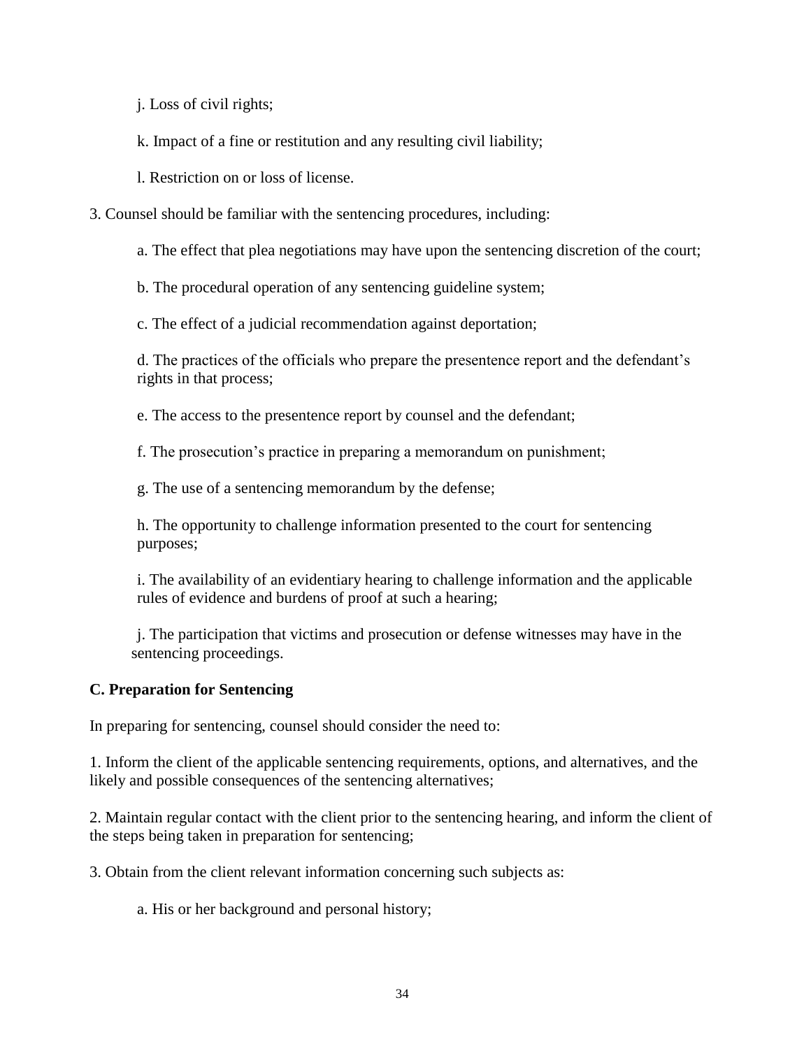j. Loss of civil rights;

k. Impact of a fine or restitution and any resulting civil liability;

l. Restriction on or loss of license.

3. Counsel should be familiar with the sentencing procedures, including:

   a. The effect that plea negotiations may have upon the sentencing discretion of the court;

   b. The procedural operation of any sentencing guideline system;

   c. The effect of a judicial recommendation against deportation;

   d. The practices of the officials who prepare the presentence report and the defendant's rights in that process;

   e. The access to the presentence report by counsel and the defendant;

   f. The prosecution's practice in preparing a memorandum on punishment;

   g. The use of a sentencing memorandum by the defense;

   h. The opportunity to challenge information presented to the court for sentencing purposes;

   i. The availability of an evidentiary hearing to challenge information and the applicable rules of evidence and burdens of proof at such a hearing;

   j. The participation that victims and prosecution or defense witnesses may have in the sentencing proceedings.

**C. Preparation for Sentencing**

In preparing for sentencing, counsel should consider the need to:

1. Inform the client of the applicable sentencing requirements, options, and alternatives, and the likely and possible consequences of the sentencing alternatives;

2. Maintain regular contact with the client prior to the sentencing hearing, and inform the client of the steps being taken in preparation for sentencing;

3. Obtain from the client relevant information concerning such subjects as:

   a. His or her background and personal history;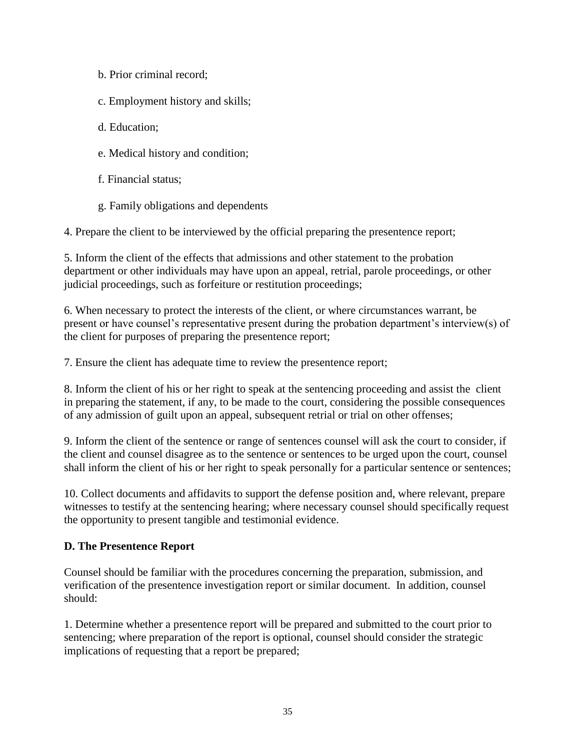b. Prior criminal record;

c. Employment history and skills;

d. Education;

e. Medical history and condition;

f. Financial status;

g. Family obligations and dependents

4. Prepare the client to be interviewed by the official preparing the presentence report;

5. Inform the client of the effects that admissions and other statement to the probation department or other individuals may have upon an appeal, retrial, parole proceedings, or other judicial proceedings, such as forfeiture or restitution proceedings;

6. When necessary to protect the interests of the client, or where circumstances warrant, be present or have counsel's representative present during the probation department's interview(s) of the client for purposes of preparing the presentence report;

7. Ensure the client has adequate time to review the presentence report;

8. Inform the client of his or her right to speak at the sentencing proceeding and assist the client in preparing the statement, if any, to be made to the court, considering the possible consequences of any admission of guilt upon an appeal, subsequent retrial or trial on other offenses;

9. Inform the client of the sentence or range of sentences counsel will ask the court to consider, if the client and counsel disagree as to the sentence or sentences to be urged upon the court, counsel shall inform the client of his or her right to speak personally for a particular sentence or sentences;

10. Collect documents and affidavits to support the defense position and, where relevant, prepare witnesses to testify at the sentencing hearing; where necessary counsel should specifically request the opportunity to present tangible and testimonial evidence.

**D. The Presentence Report**

Counsel should be familiar with the procedures concerning the preparation, submission, and verification of the presentence investigation report or similar document. In addition, counsel should:

1. Determine whether a presentence report will be prepared and submitted to the court prior to sentencing; where preparation of the report is optional, counsel should consider the strategic implications of requesting that a report be prepared;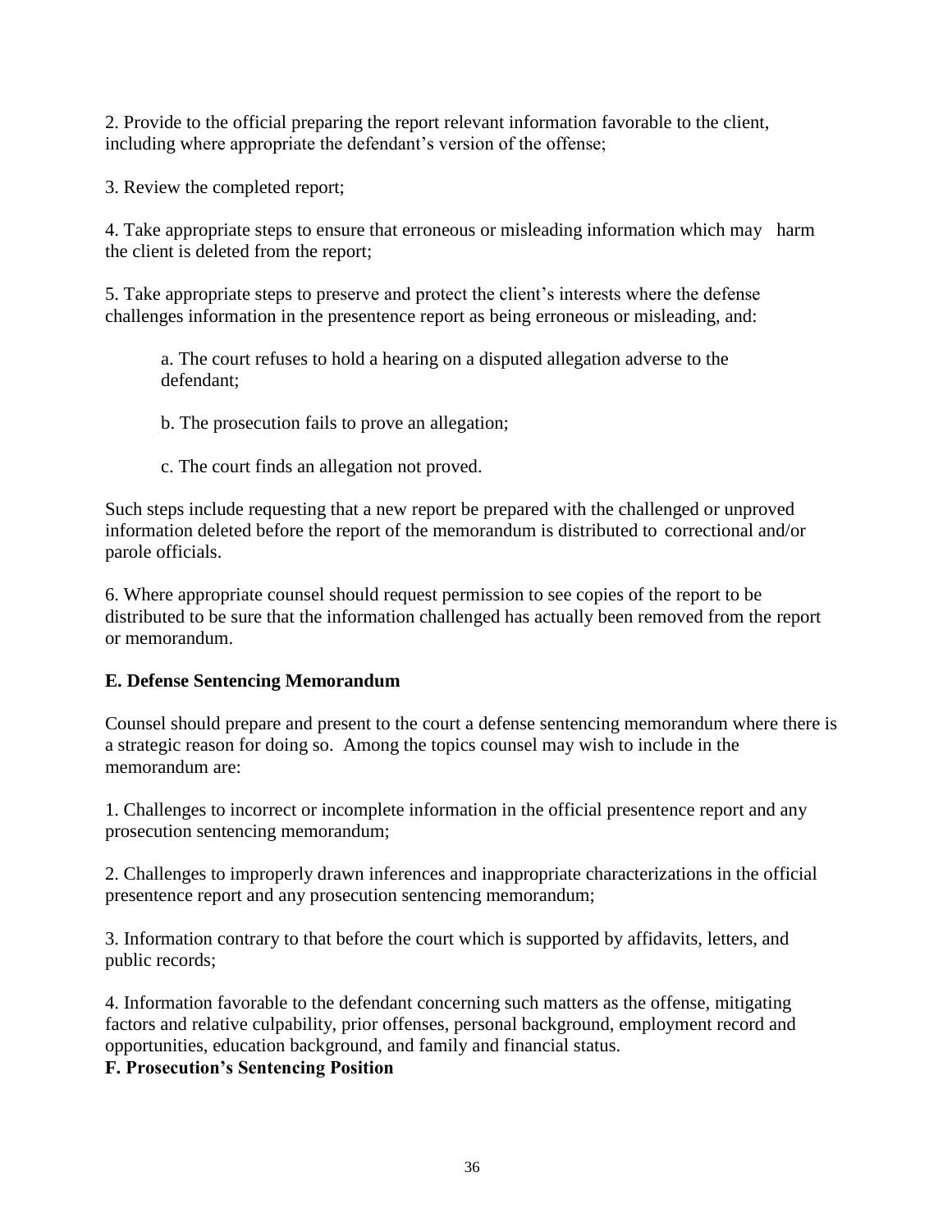2. Provide to the official preparing the report relevant information favorable to the client, including where appropriate the defendant's version of the offense;

3. Review the completed report;

4. Take appropriate steps to ensure that erroneous or misleading information which may harm the client is deleted from the report;

5. Take appropriate steps to preserve and protect the client's interests where the defense challenges information in the presentence report as being erroneous or misleading, and:

> a. The court refuses to hold a hearing on a disputed allegation adverse to the defendant;
>
> b. The prosecution fails to prove an allegation;
>
> c. The court finds an allegation not proved.

Such steps include requesting that a new report be prepared with the challenged or unproved information deleted before the report of the memorandum is distributed to correctional and/or parole officials.

6. Where appropriate counsel should request permission to see copies of the report to be distributed to be sure that the information challenged has actually been removed from the report or memorandum.

**E. Defense Sentencing Memorandum**

Counsel should prepare and present to the court a defense sentencing memorandum where there is a strategic reason for doing so. Among the topics counsel may wish to include in the memorandum are:

1. Challenges to incorrect or incomplete information in the official presentence report and any prosecution sentencing memorandum;

2. Challenges to improperly drawn inferences and inappropriate characterizations in the official presentence report and any prosecution sentencing memorandum;

3. Information contrary to that before the court which is supported by affidavits, letters, and public records;

4. Information favorable to the defendant concerning such matters as the offense, mitigating factors and relative culpability, prior offenses, personal background, employment record and opportunities, education background, and family and financial status.

**F. Prosecution's Sentencing Position**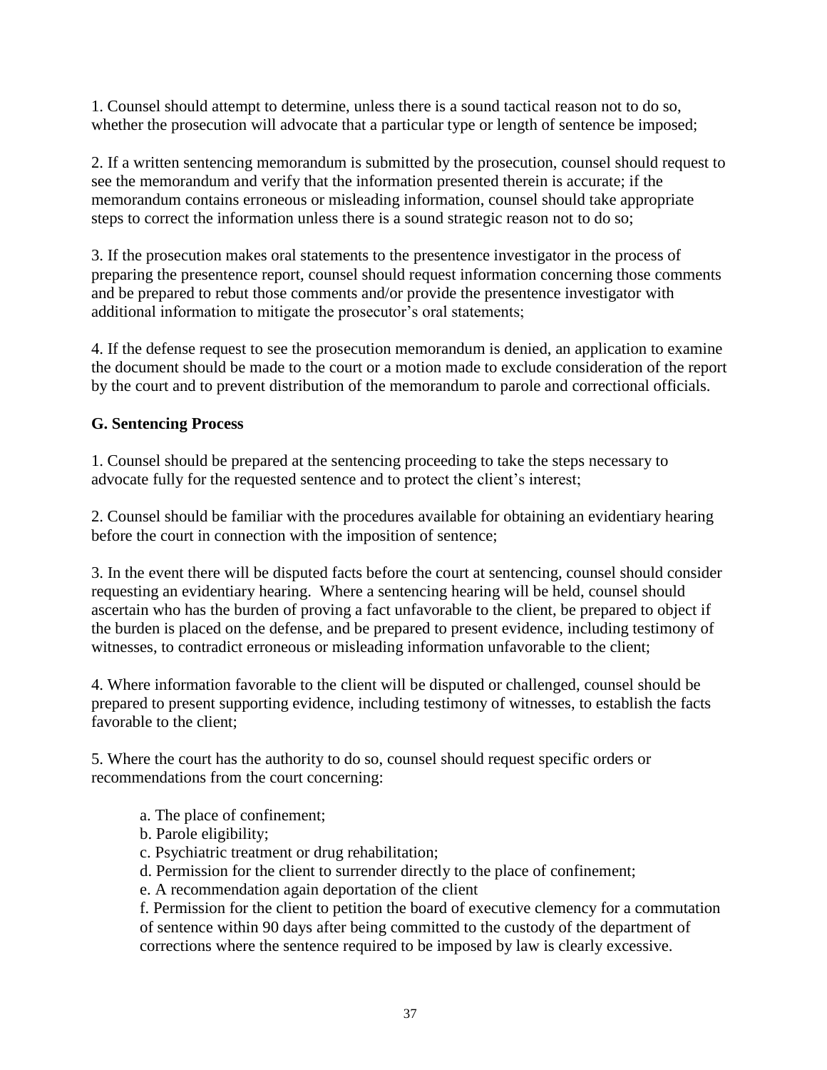1. Counsel should attempt to determine, unless there is a sound tactical reason not to do so, whether the prosecution will advocate that a particular type or length of sentence be imposed;

2. If a written sentencing memorandum is submitted by the prosecution, counsel should request to see the memorandum and verify that the information presented therein is accurate; if the memorandum contains erroneous or misleading information, counsel should take appropriate steps to correct the information unless there is a sound strategic reason not to do so;

3. If the prosecution makes oral statements to the presentence investigator in the process of preparing the presentence report, counsel should request information concerning those comments and be prepared to rebut those comments and/or provide the presentence investigator with additional information to mitigate the prosecutor's oral statements;

4. If the defense request to see the prosecution memorandum is denied, an application to examine the document should be made to the court or a motion made to exclude consideration of the report by the court and to prevent distribution of the memorandum to parole and correctional officials.

**G. Sentencing Process**

1. Counsel should be prepared at the sentencing proceeding to take the steps necessary to advocate fully for the requested sentence and to protect the client's interest;

2. Counsel should be familiar with the procedures available for obtaining an evidentiary hearing before the court in connection with the imposition of sentence;

3. In the event there will be disputed facts before the court at sentencing, counsel should consider requesting an evidentiary hearing. Where a sentencing hearing will be held, counsel should ascertain who has the burden of proving a fact unfavorable to the client, be prepared to object if the burden is placed on the defense, and be prepared to present evidence, including testimony of witnesses, to contradict erroneous or misleading information unfavorable to the client;

4. Where information favorable to the client will be disputed or challenged, counsel should be prepared to present supporting evidence, including testimony of witnesses, to establish the facts favorable to the client;

5. Where the court has the authority to do so, counsel should request specific orders or recommendations from the court concerning:

   a. The place of confinement;
   b. Parole eligibility;
   c. Psychiatric treatment or drug rehabilitation;
   d. Permission for the client to surrender directly to the place of confinement;
   e. A recommendation again deportation of the client
   f. Permission for the client to petition the board of executive clemency for a commutation of sentence within 90 days after being committed to the custody of the department of corrections where the sentence required to be imposed by law is clearly excessive.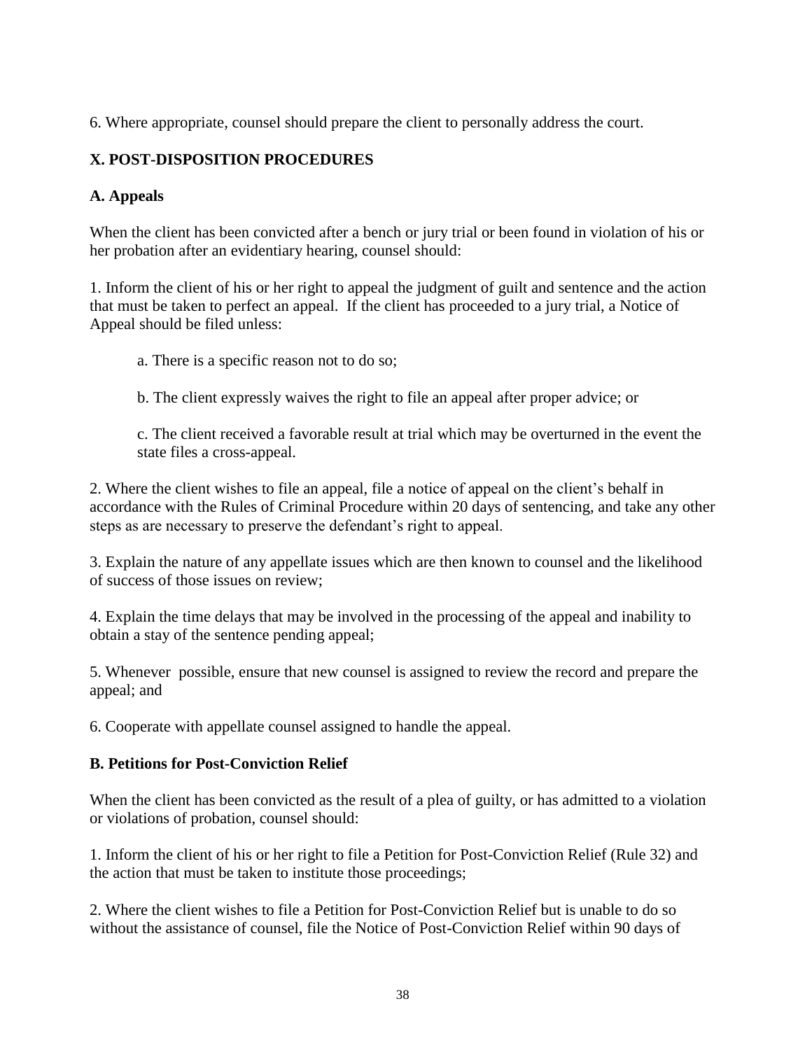6. Where appropriate, counsel should prepare the client to personally address the court.

## X. POST-DISPOSITION PROCEDURES

### A. Appeals

When the client has been convicted after a bench or jury trial or been found in violation of his or her probation after an evidentiary hearing, counsel should:

1. Inform the client of his or her right to appeal the judgment of guilt and sentence and the action that must be taken to perfect an appeal. If the client has proceeded to a jury trial, a Notice of Appeal should be filed unless:

    a. There is a specific reason not to do so;

    b. The client expressly waives the right to file an appeal after proper advice; or

    c. The client received a favorable result at trial which may be overturned in the event the state files a cross-appeal.

2. Where the client wishes to file an appeal, file a notice of appeal on the client's behalf in accordance with the Rules of Criminal Procedure within 20 days of sentencing, and take any other steps as are necessary to preserve the defendant's right to appeal.

3. Explain the nature of any appellate issues which are then known to counsel and the likelihood of success of those issues on review;

4. Explain the time delays that may be involved in the processing of the appeal and inability to obtain a stay of the sentence pending appeal;

5. Whenever possible, ensure that new counsel is assigned to review the record and prepare the appeal; and

6. Cooperate with appellate counsel assigned to handle the appeal.

### B. Petitions for Post-Conviction Relief

When the client has been convicted as the result of a plea of guilty, or has admitted to a violation or violations of probation, counsel should:

1. Inform the client of his or her right to file a Petition for Post-Conviction Relief (Rule 32) and the action that must be taken to institute those proceedings;

2. Where the client wishes to file a Petition for Post-Conviction Relief but is unable to do so without the assistance of counsel, file the Notice of Post-Conviction Relief within 90 days of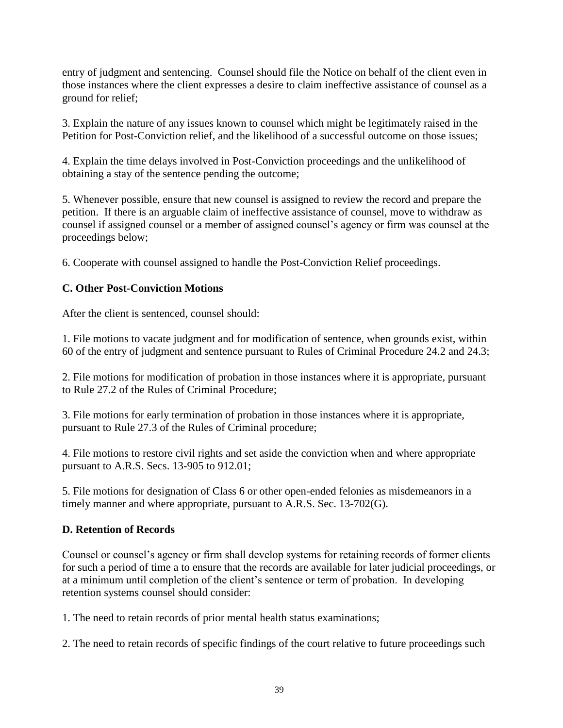entry of judgment and sentencing. Counsel should file the Notice on behalf of the client even in those instances where the client expresses a desire to claim ineffective assistance of counsel as a ground for relief;

3. Explain the nature of any issues known to counsel which might be legitimately raised in the Petition for Post-Conviction relief, and the likelihood of a successful outcome on those issues;

4. Explain the time delays involved in Post-Conviction proceedings and the unlikelihood of obtaining a stay of the sentence pending the outcome;

5. Whenever possible, ensure that new counsel is assigned to review the record and prepare the petition. If there is an arguable claim of ineffective assistance of counsel, move to withdraw as counsel if assigned counsel or a member of assigned counsel's agency or firm was counsel at the proceedings below;

6. Cooperate with counsel assigned to handle the Post-Conviction Relief proceedings.

### C. Other Post-Conviction Motions

After the client is sentenced, counsel should:

1. File motions to vacate judgment and for modification of sentence, when grounds exist, within 60 of the entry of judgment and sentence pursuant to Rules of Criminal Procedure 24.2 and 24.3;

2. File motions for modification of probation in those instances where it is appropriate, pursuant to Rule 27.2 of the Rules of Criminal Procedure;

3. File motions for early termination of probation in those instances where it is appropriate, pursuant to Rule 27.3 of the Rules of Criminal procedure;

4. File motions to restore civil rights and set aside the conviction when and where appropriate pursuant to A.R.S. Secs. 13-905 to 912.01;

5. File motions for designation of Class 6 or other open-ended felonies as misdemeanors in a timely manner and where appropriate, pursuant to A.R.S. Sec. 13-702(G).

### D. Retention of Records

Counsel or counsel's agency or firm shall develop systems for retaining records of former clients for such a period of time a to ensure that the records are available for later judicial proceedings, or at a minimum until completion of the client's sentence or term of probation. In developing retention systems counsel should consider:

1. The need to retain records of prior mental health status examinations;

2. The need to retain records of specific findings of the court relative to future proceedings such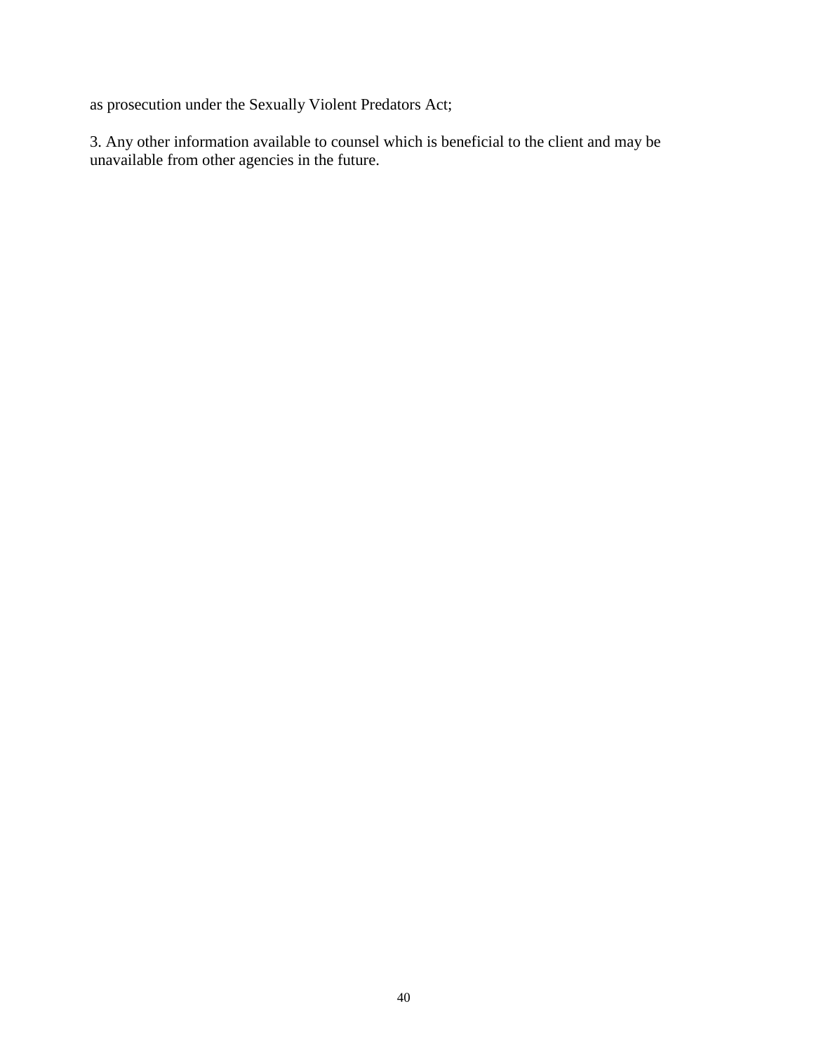as prosecution under the Sexually Violent Predators Act;

3. Any other information available to counsel which is beneficial to the client and may be unavailable from other agencies in the future.